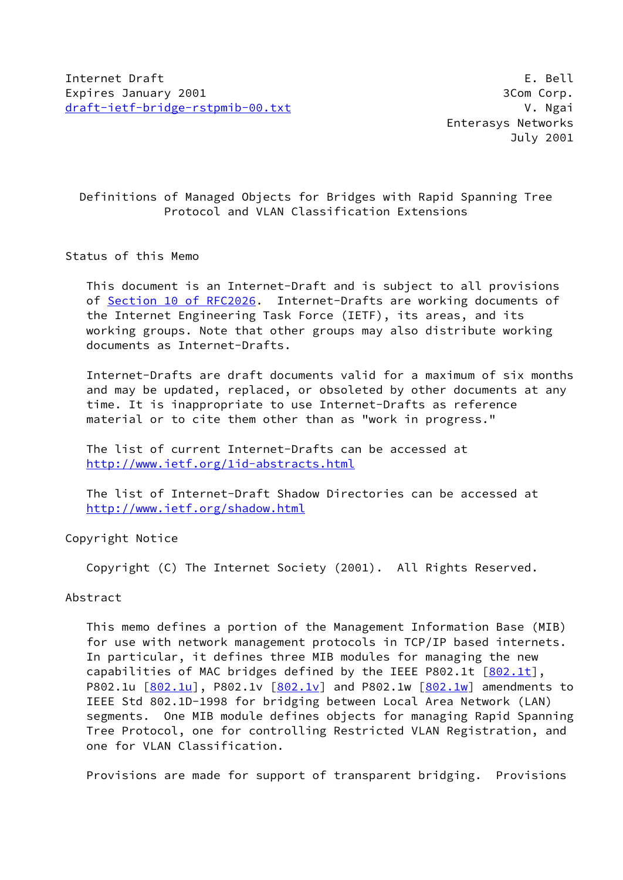Internet Draft                                                  E. Bell
Expires January 2001                                         3Com Corp.
draft-ietf-bridge-rstpmib-00.txt                               V. Ngai
                                                     Enterasys Networks
                                                              July 2001

# Definitions of Managed Objects for Bridges with Rapid Spanning Tree Protocol and VLAN Classification Extensions

## Status of this Memo

This document is an Internet-Draft and is subject to all provisions of Section 10 of RFC2026. Internet-Drafts are working documents of the Internet Engineering Task Force (IETF), its areas, and its working groups. Note that other groups may also distribute working documents as Internet-Drafts.

Internet-Drafts are draft documents valid for a maximum of six months and may be updated, replaced, or obsoleted by other documents at any time. It is inappropriate to use Internet-Drafts as reference material or to cite them other than as "work in progress."

The list of current Internet-Drafts can be accessed at
http://www.ietf.org/1id-abstracts.html

The list of Internet-Draft Shadow Directories can be accessed at
http://www.ietf.org/shadow.html

## Copyright Notice

Copyright (C) The Internet Society (2001). All Rights Reserved.

## Abstract

This memo defines a portion of the Management Information Base (MIB) for use with network management protocols in TCP/IP based internets. In particular, it defines three MIB modules for managing the new capabilities of MAC bridges defined by the IEEE P802.1t [802.1t], P802.1u [802.1u], P802.1v [802.1v] and P802.1w [802.1w] amendments to IEEE Std 802.1D-1998 for bridging between Local Area Network (LAN) segments. One MIB module defines objects for managing Rapid Spanning Tree Protocol, one for controlling Restricted VLAN Registration, and one for VLAN Classification.

Provisions are made for support of transparent bridging. Provisions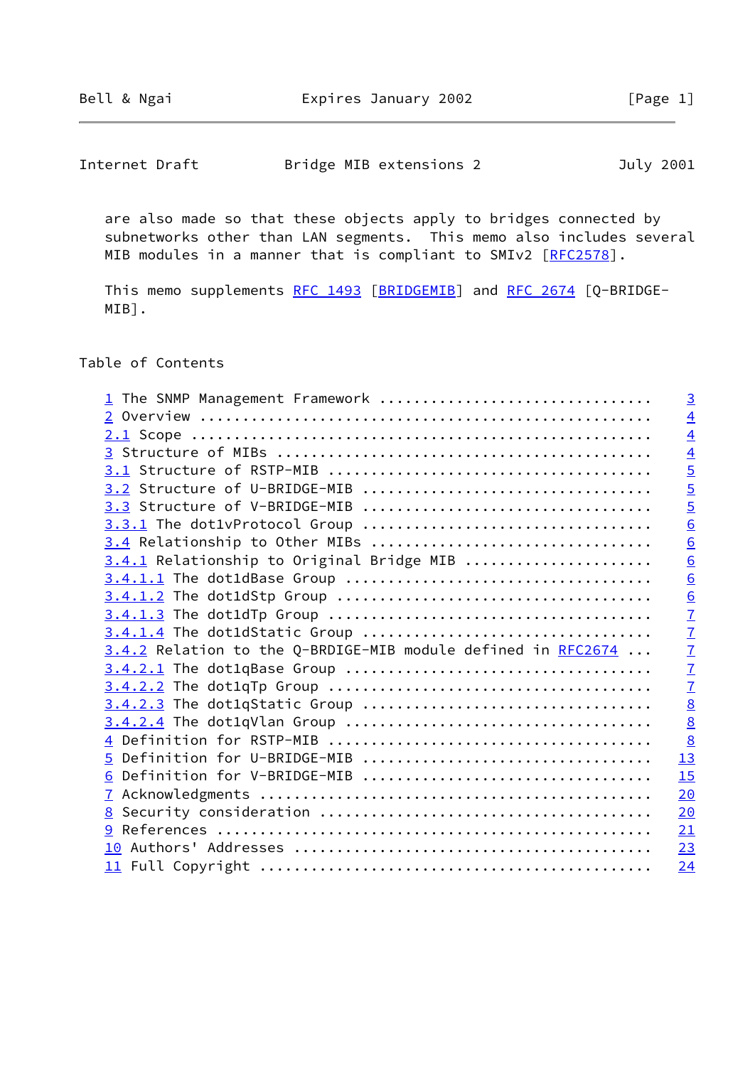are also made so that these objects apply to bridges connected by subnetworks other than LAN segments. This memo also includes several MIB modules in a manner that is compliant to SMIv2 [RFC2578].

This memo supplements RFC 1493 [BRIDGEMIB] and RFC 2674 [Q-BRIDGE-MIB].

## Table of Contents

```
1 The SNMP Management Framework ..............................   3
2 Overview ...................................................   4
2.1 Scope ....................................................   4
3 Structure of MIBs ..........................................   4
3.1 Structure of RSTP-MIB ....................................   5
3.2 Structure of U-BRIDGE-MIB ................................   5
3.3 Structure of V-BRIDGE-MIB ................................   5
3.3.1 The dot1vProtocol Group ................................   6
3.4 Relationship to Other MIBs ...............................   6
3.4.1 Relationship to Original Bridge MIB ....................   6
3.4.1.1 The dot1dBase Group ..................................   6
3.4.1.2 The dot1dStp Group ...................................   6
3.4.1.3 The dot1dTp Group ....................................   7
3.4.1.4 The dot1dStatic Group ................................   7
3.4.2 Relation to the Q-BRDIGE-MIB module defined in RFC2674 ...   7
3.4.2.1 The dot1qBase Group ..................................   7
3.4.2.2 The dot1qTp Group ....................................   7
3.4.2.3 The dot1qStatic Group ................................   8
3.4.2.4 The dot1qVlan Group ..................................   8
4 Definition for RSTP-MIB ....................................   8
5 Definition for U-BRIDGE-MIB ................................  13
6 Definition for V-BRIDGE-MIB ................................  15
7 Acknowledgments ............................................  20
8 Security consideration .....................................  20
9 References .................................................  21
10 Authors' Addresses ........................................  23
11 Full Copyright ............................................  24
```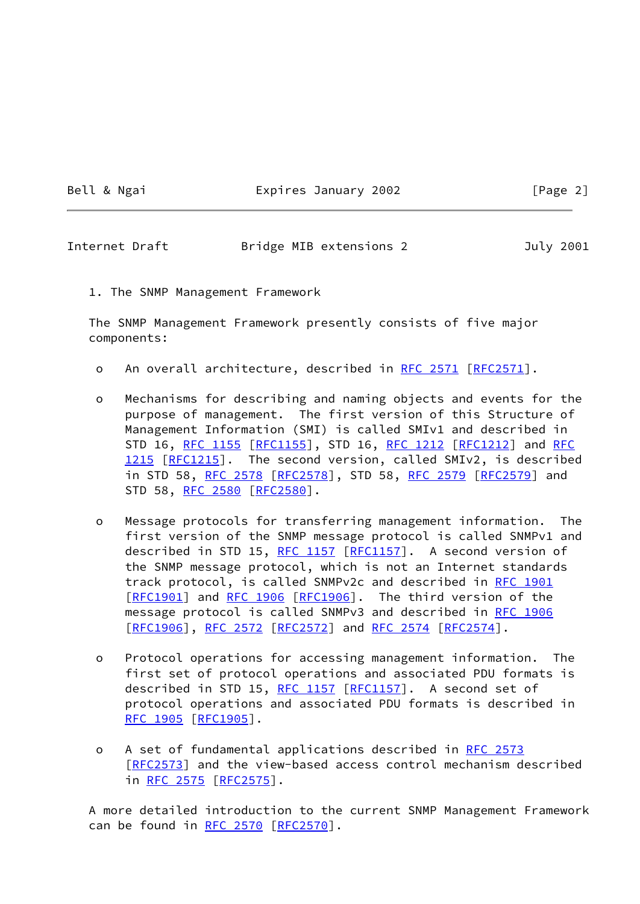## 1. The SNMP Management Framework

The SNMP Management Framework presently consists of five major components:

- An overall architecture, described in RFC 2571 [RFC2571].

- Mechanisms for describing and naming objects and events for the purpose of management. The first version of this Structure of Management Information (SMI) is called SMIv1 and described in STD 16, RFC 1155 [RFC1155], STD 16, RFC 1212 [RFC1212] and RFC 1215 [RFC1215]. The second version, called SMIv2, is described in STD 58, RFC 2578 [RFC2578], STD 58, RFC 2579 [RFC2579] and STD 58, RFC 2580 [RFC2580].

- Message protocols for transferring management information. The first version of the SNMP message protocol is called SNMPv1 and described in STD 15, RFC 1157 [RFC1157]. A second version of the SNMP message protocol, which is not an Internet standards track protocol, is called SNMPv2c and described in RFC 1901 [RFC1901] and RFC 1906 [RFC1906]. The third version of the message protocol is called SNMPv3 and described in RFC 1906 [RFC1906], RFC 2572 [RFC2572] and RFC 2574 [RFC2574].

- Protocol operations for accessing management information. The first set of protocol operations and associated PDU formats is described in STD 15, RFC 1157 [RFC1157]. A second set of protocol operations and associated PDU formats is described in RFC 1905 [RFC1905].

- A set of fundamental applications described in RFC 2573 [RFC2573] and the view-based access control mechanism described in RFC 2575 [RFC2575].

A more detailed introduction to the current SNMP Management Framework can be found in RFC 2570 [RFC2570].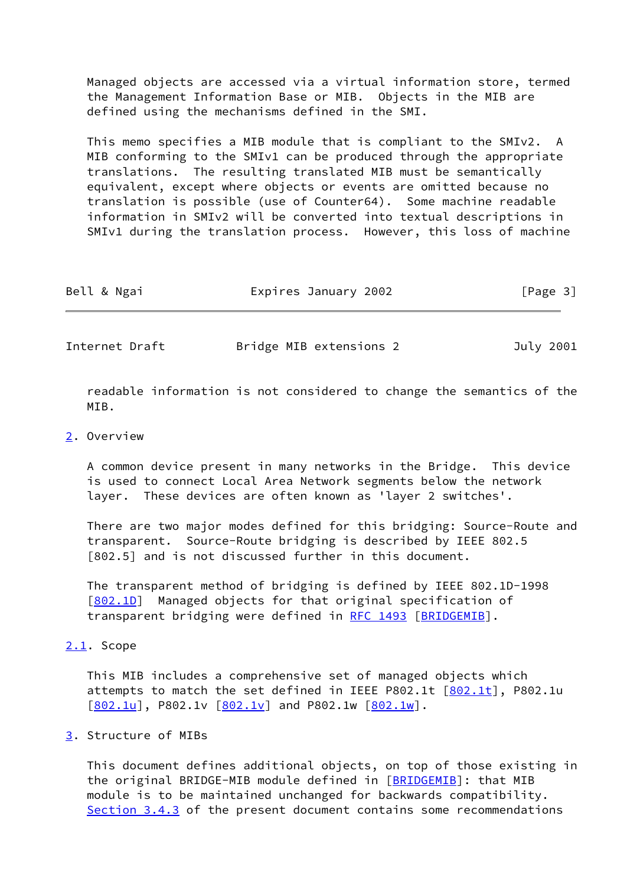Managed objects are accessed via a virtual information store, termed the Management Information Base or MIB. Objects in the MIB are defined using the mechanisms defined in the SMI.

This memo specifies a MIB module that is compliant to the SMIv2. A MIB conforming to the SMIv1 can be produced through the appropriate translations. The resulting translated MIB must be semantically equivalent, except where objects or events are omitted because no translation is possible (use of Counter64). Some machine readable information in SMIv2 will be converted into textual descriptions in SMIv1 during the translation process. However, this loss of machine readable information is not considered to change the semantics of the MIB.

## 2. Overview

A common device present in many networks in the Bridge. This device is used to connect Local Area Network segments below the network layer. These devices are often known as 'layer 2 switches'.

There are two major modes defined for this bridging: Source-Route and transparent. Source-Route bridging is described by IEEE 802.5 [802.5] and is not discussed further in this document.

The transparent method of bridging is defined by IEEE 802.1D-1998 [802.1D] Managed objects for that original specification of transparent bridging were defined in RFC 1493 [BRIDGEMIB].

### 2.1. Scope

This MIB includes a comprehensive set of managed objects which attempts to match the set defined in IEEE P802.1t [802.1t], P802.1u [802.1u], P802.1v [802.1v] and P802.1w [802.1w].

## 3. Structure of MIBs

This document defines additional objects, on top of those existing in the original BRIDGE-MIB module defined in [BRIDGEMIB]: that MIB module is to be maintained unchanged for backwards compatibility. Section 3.4.3 of the present document contains some recommendations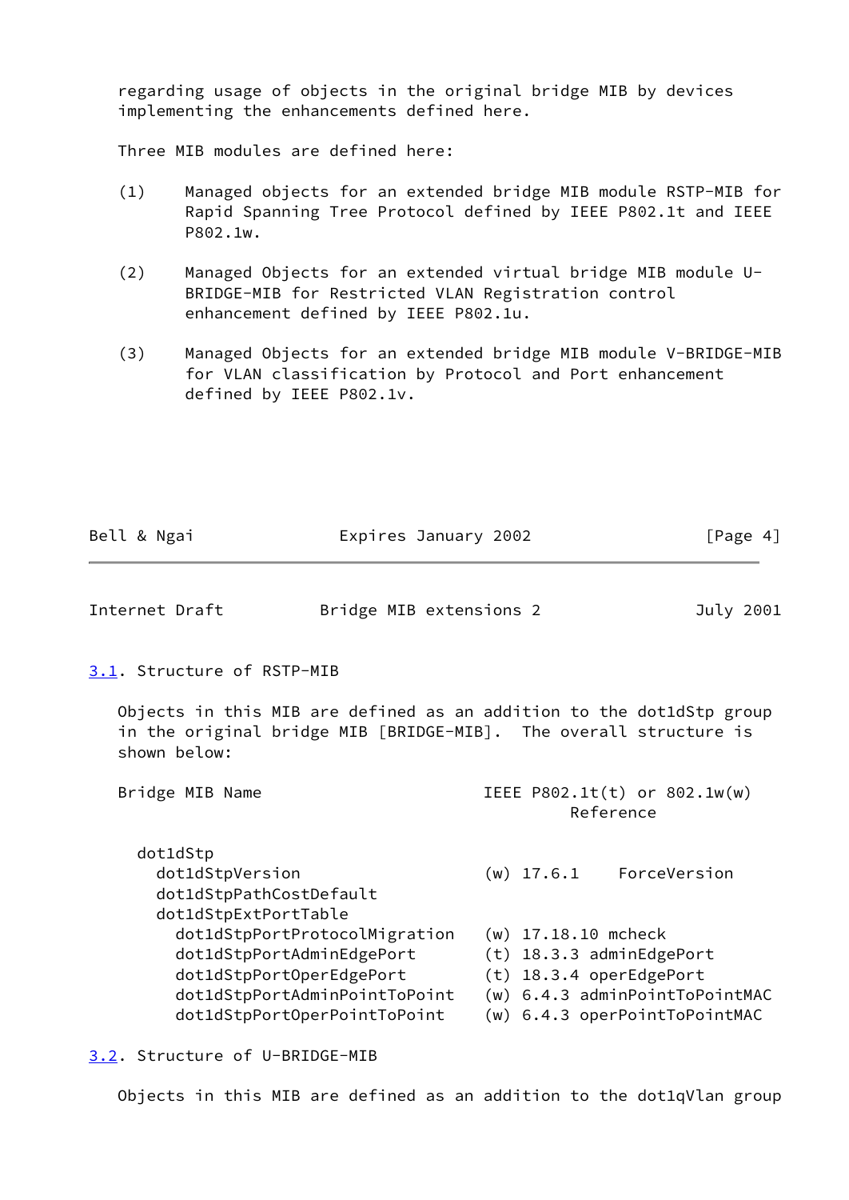regarding usage of objects in the original bridge MIB by devices implementing the enhancements defined here.

Three MIB modules are defined here:

(1) Managed objects for an extended bridge MIB module RSTP-MIB for Rapid Spanning Tree Protocol defined by IEEE P802.1t and IEEE P802.1w.

(2) Managed Objects for an extended virtual bridge MIB module U-BRIDGE-MIB for Restricted VLAN Registration control enhancement defined by IEEE P802.1u.

(3) Managed Objects for an extended bridge MIB module V-BRIDGE-MIB for VLAN classification by Protocol and Port enhancement defined by IEEE P802.1v.

## 3.1. Structure of RSTP-MIB

Objects in this MIB are defined as an addition to the dot1dStp group in the original bridge MIB [BRIDGE-MIB]. The overall structure is shown below:

```
Bridge MIB Name                       IEEE P802.1t(t) or 802.1w(w)
                                                Reference

  dot1dStp
    dot1dStpVersion                   (w) 17.6.1    ForceVersion
    dot1dStpPathCostDefault
    dot1dStpExtPortTable
      dot1dStpPortProtocolMigration   (w) 17.18.10 mcheck
      dot1dStpPortAdminEdgePort       (t) 18.3.3 adminEdgePort
      dot1dStpPortOperEdgePort        (t) 18.3.4 operEdgePort
      dot1dStpPortAdminPointToPoint   (w) 6.4.3 adminPointToPointMAC
      dot1dStpPortOperPointToPoint    (w) 6.4.3 operPointToPointMAC
```

## 3.2. Structure of U-BRIDGE-MIB

Objects in this MIB are defined as an addition to the dot1qVlan group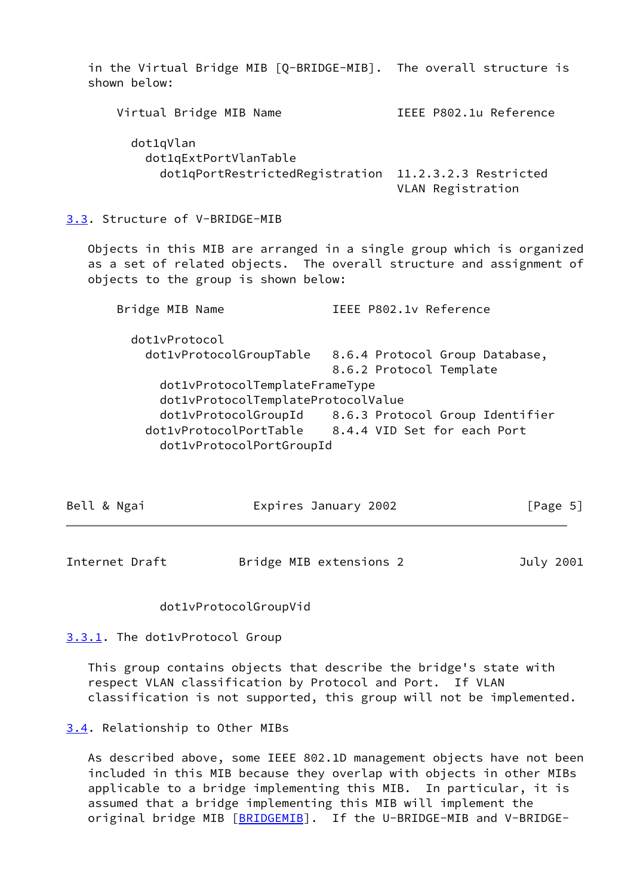in the Virtual Bridge MIB [Q-BRIDGE-MIB]. The overall structure is shown below:

```
    Virtual Bridge MIB Name             IEEE P802.1u Reference

      dot1qVlan
        dot1qExtPortVlanTable
          dot1qPortRestrictedRegistration  11.2.3.2.3 Restricted
                                           VLAN Registration
```

### 3.3. Structure of V-BRIDGE-MIB

Objects in this MIB are arranged in a single group which is organized as a set of related objects. The overall structure and assignment of objects to the group is shown below:

```
    Bridge MIB Name               IEEE P802.1v Reference

      dot1vProtocol
        dot1vProtocolGroupTable   8.6.4 Protocol Group Database,
                                  8.6.2 Protocol Template
          dot1vProtocolTemplateFrameType
          dot1vProtocolTemplateProtocolValue
          dot1vProtocolGroupId    8.6.3 Protocol Group Identifier
        dot1vProtocolPortTable    8.4.4 VID Set for each Port
          dot1vProtocolPortGroupId
          dot1vProtocolGroupVid
```

#### 3.3.1. The dot1vProtocol Group

This group contains objects that describe the bridge's state with respect VLAN classification by Protocol and Port. If VLAN classification is not supported, this group will not be implemented.

### 3.4. Relationship to Other MIBs

As described above, some IEEE 802.1D management objects have not been included in this MIB because they overlap with objects in other MIBs applicable to a bridge implementing this MIB. In particular, it is assumed that a bridge implementing this MIB will implement the original bridge MIB [BRIDGEMIB]. If the U-BRIDGE-MIB and V-BRIDGE-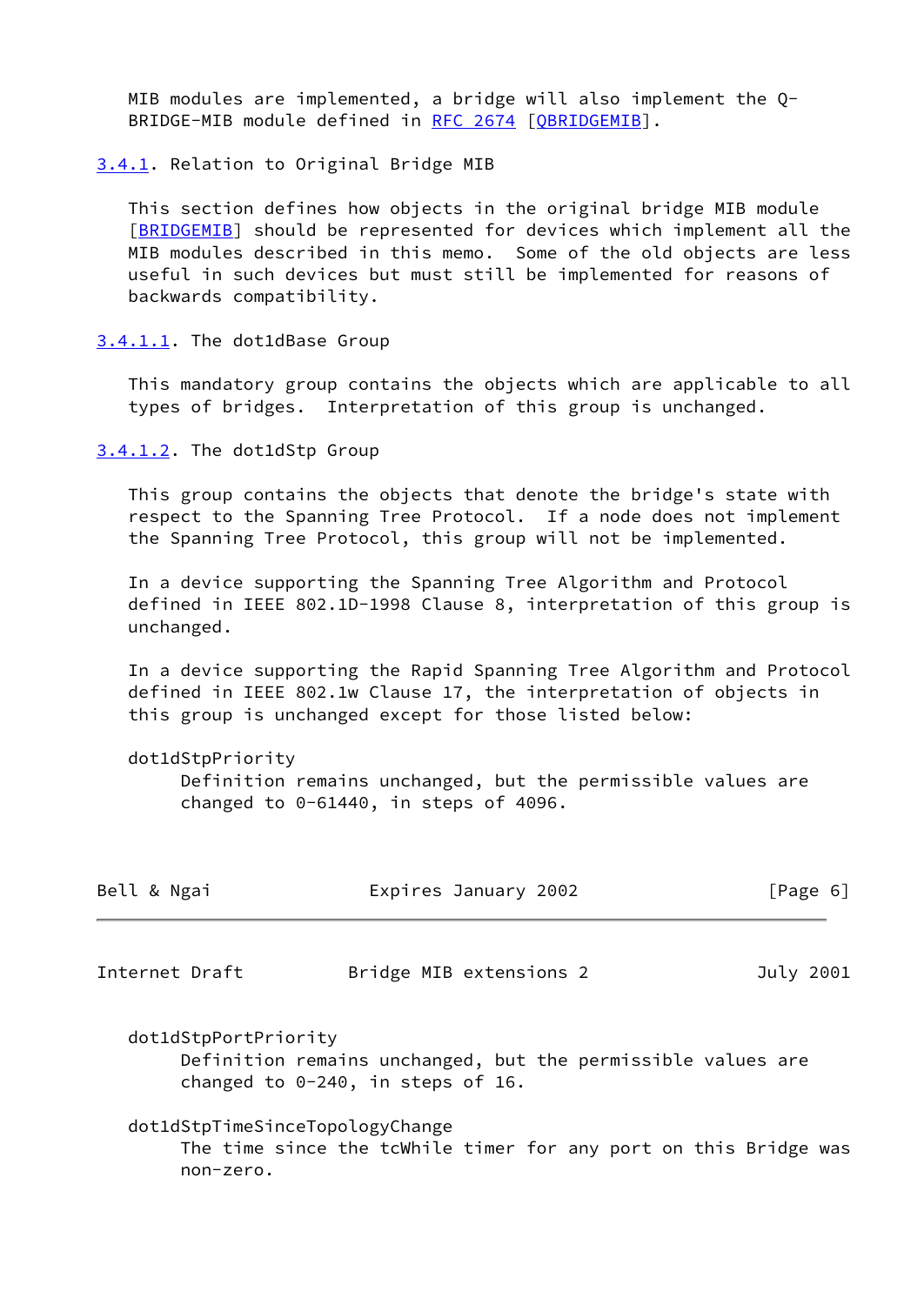MIB modules are implemented, a bridge will also implement the Q-BRIDGE-MIB module defined in RFC 2674 [QBRIDGEMIB].

#### 3.4.1. Relation to Original Bridge MIB

This section defines how objects in the original bridge MIB module [BRIDGEMIB] should be represented for devices which implement all the MIB modules described in this memo. Some of the old objects are less useful in such devices but must still be implemented for reasons of backwards compatibility.

##### 3.4.1.1. The dot1dBase Group

This mandatory group contains the objects which are applicable to all types of bridges. Interpretation of this group is unchanged.

##### 3.4.1.2. The dot1dStp Group

This group contains the objects that denote the bridge's state with respect to the Spanning Tree Protocol. If a node does not implement the Spanning Tree Protocol, this group will not be implemented.

In a device supporting the Spanning Tree Algorithm and Protocol defined in IEEE 802.1D-1998 Clause 8, interpretation of this group is unchanged.

In a device supporting the Rapid Spanning Tree Algorithm and Protocol defined in IEEE 802.1w Clause 17, the interpretation of objects in this group is unchanged except for those listed below:

dot1dStpPriority
: Definition remains unchanged, but the permissible values are changed to 0-61440, in steps of 4096.

dot1dStpPortPriority
: Definition remains unchanged, but the permissible values are changed to 0-240, in steps of 16.

dot1dStpTimeSinceTopologyChange
: The time since the tcWhile timer for any port on this Bridge was non-zero.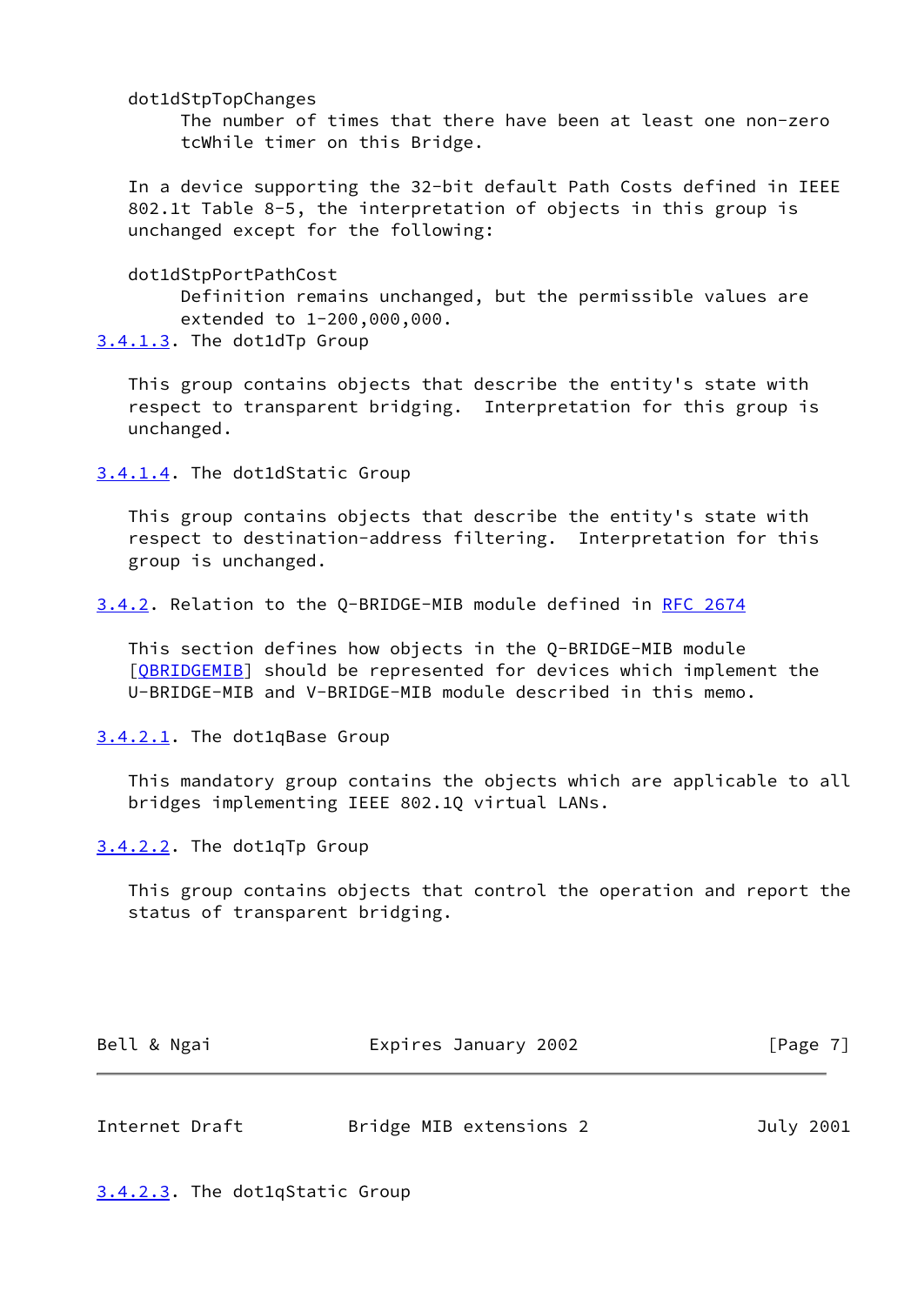dot1dStpTopChanges
The number of times that there have been at least one non-zero tcWhile timer on this Bridge.

In a device supporting the 32-bit default Path Costs defined in IEEE 802.1t Table 8-5, the interpretation of objects in this group is unchanged except for the following:

dot1dStpPortPathCost
Definition remains unchanged, but the permissible values are extended to 1-200,000,000.

#### 3.4.1.3. The dot1dTp Group

This group contains objects that describe the entity's state with respect to transparent bridging. Interpretation for this group is unchanged.

#### 3.4.1.4. The dot1dStatic Group

This group contains objects that describe the entity's state with respect to destination-address filtering. Interpretation for this group is unchanged.

### 3.4.2. Relation to the Q-BRIDGE-MIB module defined in RFC 2674

This section defines how objects in the Q-BRIDGE-MIB module [QBRIDGEMIB] should be represented for devices which implement the U-BRIDGE-MIB and V-BRIDGE-MIB module described in this memo.

#### 3.4.2.1. The dot1qBase Group

This mandatory group contains the objects which are applicable to all bridges implementing IEEE 802.1Q virtual LANs.

#### 3.4.2.2. The dot1qTp Group

This group contains objects that control the operation and report the status of transparent bridging.

#### 3.4.2.3. The dot1qStatic Group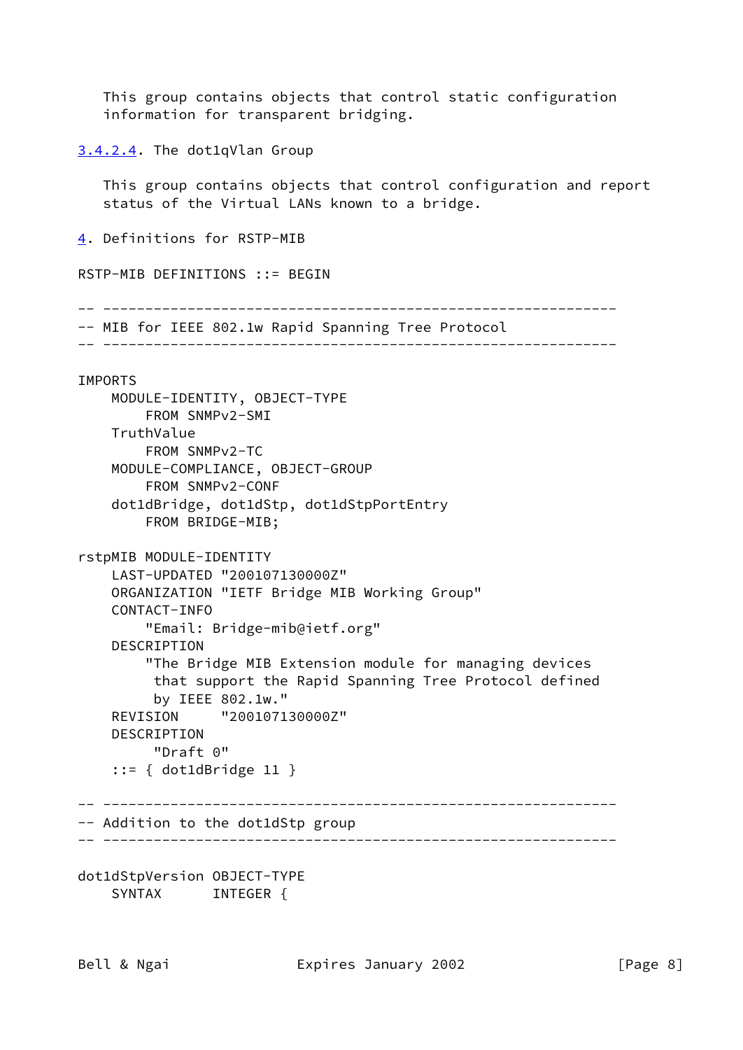This group contains objects that control static configuration information for transparent bridging.

#### 3.4.2.4. The dot1qVlan Group

This group contains objects that control configuration and report status of the Virtual LANs known to a bridge.

## 4. Definitions for RSTP-MIB

```
RSTP-MIB DEFINITIONS ::= BEGIN

-- -------------------------------------------------------------
-- MIB for IEEE 802.1w Rapid Spanning Tree Protocol
-- -------------------------------------------------------------

IMPORTS
    MODULE-IDENTITY, OBJECT-TYPE
        FROM SNMPv2-SMI
    TruthValue
        FROM SNMPv2-TC
    MODULE-COMPLIANCE, OBJECT-GROUP
        FROM SNMPv2-CONF
    dot1dBridge, dot1dStp, dot1dStpPortEntry
        FROM BRIDGE-MIB;

rstpMIB MODULE-IDENTITY
    LAST-UPDATED "200107130000Z"
    ORGANIZATION "IETF Bridge MIB Working Group"
    CONTACT-INFO
        "Email: Bridge-mib@ietf.org"
    DESCRIPTION
        "The Bridge MIB Extension module for managing devices
         that support the Rapid Spanning Tree Protocol defined
         by IEEE 802.1w."
    REVISION     "200107130000Z"
    DESCRIPTION
         "Draft 0"
    ::= { dot1dBridge 11 }

-- -------------------------------------------------------------
-- Addition to the dot1dStp group
-- -------------------------------------------------------------

dot1dStpVersion OBJECT-TYPE
    SYNTAX      INTEGER {
```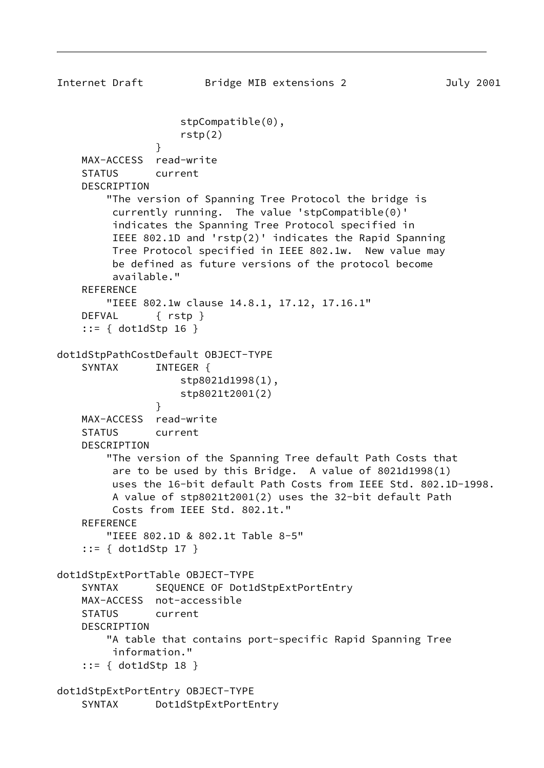```
                    stpCompatible(0),
                    rstp(2)
                }
    MAX-ACCESS  read-write
    STATUS      current
    DESCRIPTION
        "The version of Spanning Tree Protocol the bridge is
         currently running.  The value 'stpCompatible(0)'
         indicates the Spanning Tree Protocol specified in
         IEEE 802.1D and 'rstp(2)' indicates the Rapid Spanning
         Tree Protocol specified in IEEE 802.1w.  New value may
         be defined as future versions of the protocol become
         available."
    REFERENCE
        "IEEE 802.1w clause 14.8.1, 17.12, 17.16.1"
    DEFVAL      { rstp }
    ::= { dot1dStp 16 }

dot1dStpPathCostDefault OBJECT-TYPE
    SYNTAX      INTEGER {
                    stp8021d1998(1),
                    stp8021t2001(2)
                }
    MAX-ACCESS  read-write
    STATUS      current
    DESCRIPTION
        "The version of the Spanning Tree default Path Costs that
         are to be used by this Bridge.  A value of 8021d1998(1)
         uses the 16-bit default Path Costs from IEEE Std. 802.1D-1998.
         A value of stp8021t2001(2) uses the 32-bit default Path
         Costs from IEEE Std. 802.1t."
    REFERENCE
        "IEEE 802.1D & 802.1t Table 8-5"
    ::= { dot1dStp 17 }

dot1dStpExtPortTable OBJECT-TYPE
    SYNTAX      SEQUENCE OF Dot1dStpExtPortEntry
    MAX-ACCESS  not-accessible
    STATUS      current
    DESCRIPTION
        "A table that contains port-specific Rapid Spanning Tree
         information."
    ::= { dot1dStp 18 }

dot1dStpExtPortEntry OBJECT-TYPE
    SYNTAX      Dot1dStpExtPortEntry
```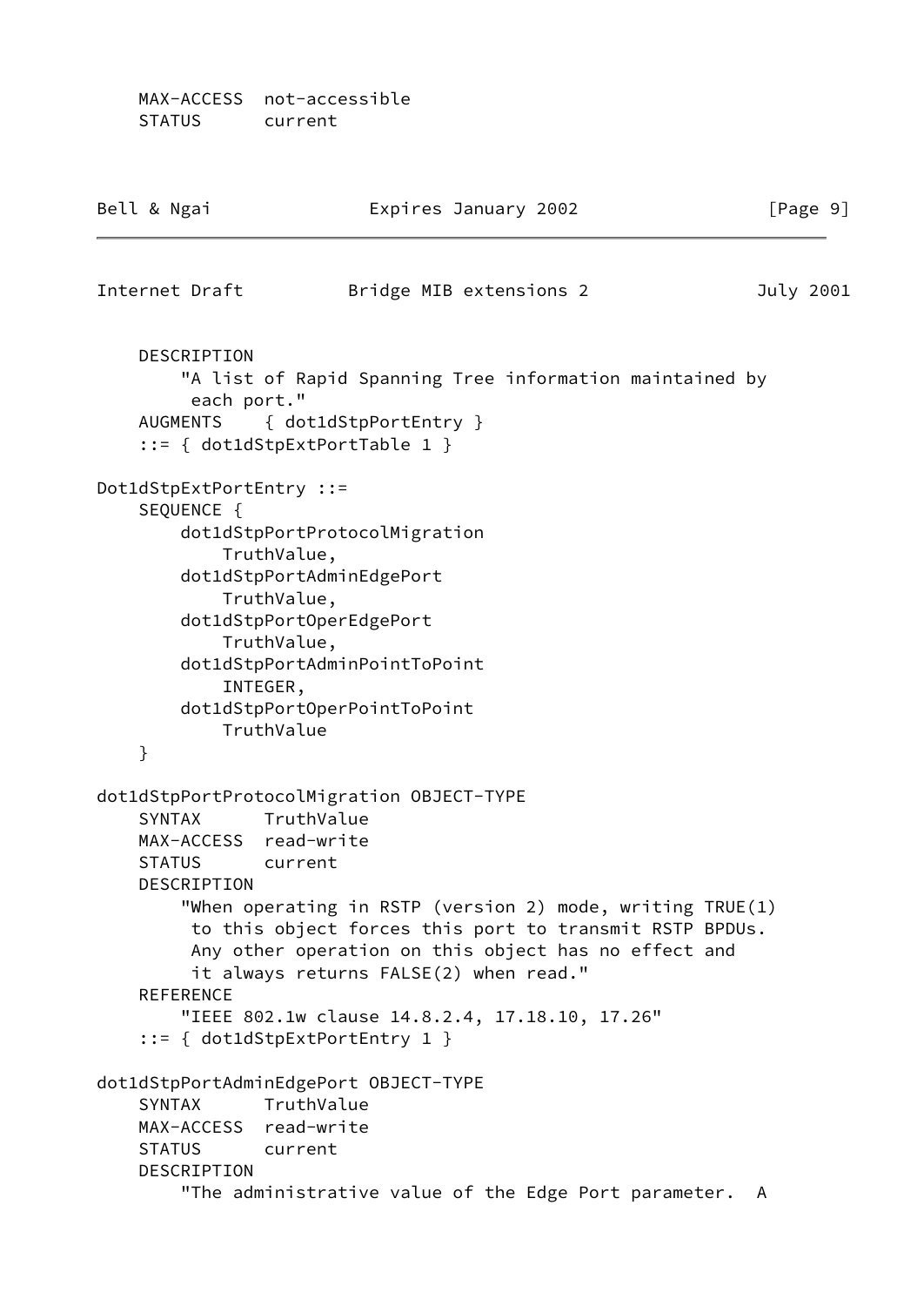```
    MAX-ACCESS  not-accessible
    STATUS      current
```

```
    DESCRIPTION
        "A list of Rapid Spanning Tree information maintained by
         each port."
    AUGMENTS    { dot1dStpPortEntry }
    ::= { dot1dStpExtPortTable 1 }

Dot1dStpExtPortEntry ::=
    SEQUENCE {
        dot1dStpPortProtocolMigration
            TruthValue,
        dot1dStpPortAdminEdgePort
            TruthValue,
        dot1dStpPortOperEdgePort
            TruthValue,
        dot1dStpPortAdminPointToPoint
            INTEGER,
        dot1dStpPortOperPointToPoint
            TruthValue
    }

dot1dStpPortProtocolMigration OBJECT-TYPE
    SYNTAX      TruthValue
    MAX-ACCESS  read-write
    STATUS      current
    DESCRIPTION
        "When operating in RSTP (version 2) mode, writing TRUE(1)
         to this object forces this port to transmit RSTP BPDUs.
         Any other operation on this object has no effect and
         it always returns FALSE(2) when read."
    REFERENCE
        "IEEE 802.1w clause 14.8.2.4, 17.18.10, 17.26"
    ::= { dot1dStpExtPortEntry 1 }

dot1dStpPortAdminEdgePort OBJECT-TYPE
    SYNTAX      TruthValue
    MAX-ACCESS  read-write
    STATUS      current
    DESCRIPTION
        "The administrative value of the Edge Port parameter.  A
```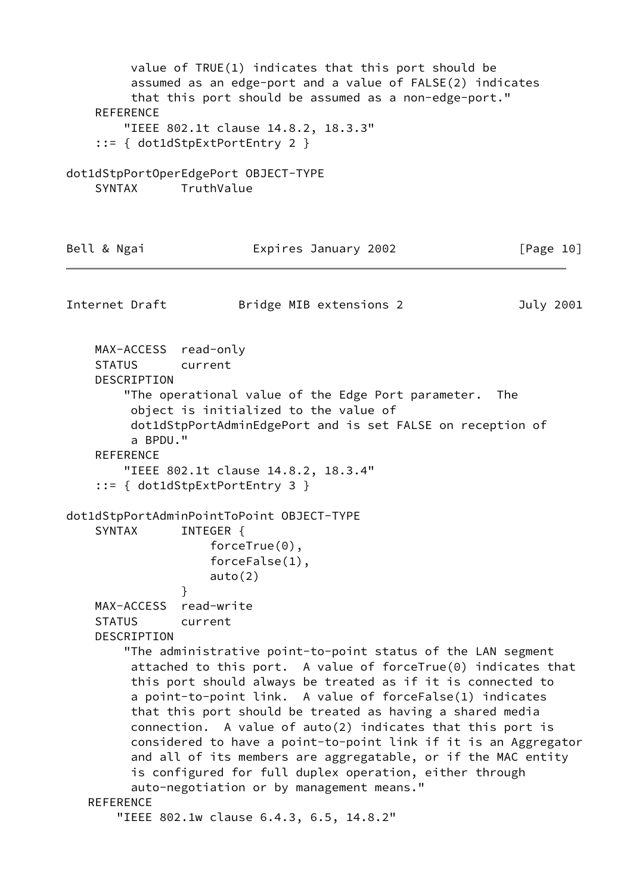```
         value of TRUE(1) indicates that this port should be
         assumed as an edge-port and a value of FALSE(2) indicates
         that this port should be assumed as a non-edge-port."
    REFERENCE
        "IEEE 802.1t clause 14.8.2, 18.3.3"
    ::= { dot1dStpExtPortEntry 2 }

dot1dStpPortOperEdgePort OBJECT-TYPE
    SYNTAX      TruthValue
```

```
    MAX-ACCESS  read-only
    STATUS      current
    DESCRIPTION
        "The operational value of the Edge Port parameter.  The
         object is initialized to the value of
         dot1dStpPortAdminEdgePort and is set FALSE on reception of
         a BPDU."
    REFERENCE
        "IEEE 802.1t clause 14.8.2, 18.3.4"
    ::= { dot1dStpExtPortEntry 3 }

dot1dStpPortAdminPointToPoint OBJECT-TYPE
    SYNTAX      INTEGER {
                    forceTrue(0),
                    forceFalse(1),
                    auto(2)
                }
    MAX-ACCESS  read-write
    STATUS      current
    DESCRIPTION
        "The administrative point-to-point status of the LAN segment
         attached to this port.  A value of forceTrue(0) indicates that
         this port should always be treated as if it is connected to
         a point-to-point link.  A value of forceFalse(1) indicates
         that this port should be treated as having a shared media
         connection.  A value of auto(2) indicates that this port is
         considered to have a point-to-point link if it is an Aggregator
         and all of its members are aggregatable, or if the MAC entity
         is configured for full duplex operation, either through
         auto-negotiation or by management means."
   REFERENCE
       "IEEE 802.1w clause 6.4.3, 6.5, 14.8.2"
```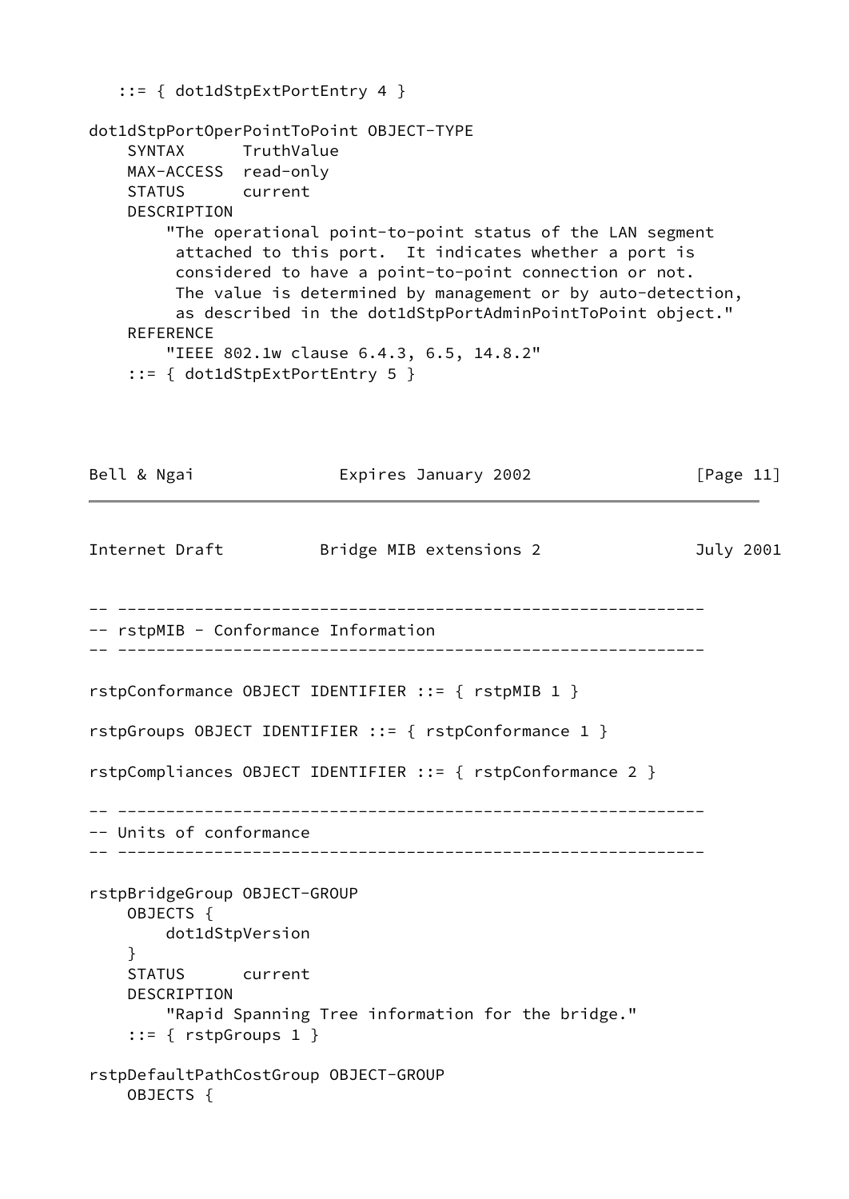```
   ::= { dot1dStpExtPortEntry 4 }

dot1dStpPortOperPointToPoint OBJECT-TYPE
    SYNTAX      TruthValue
    MAX-ACCESS  read-only
    STATUS      current
    DESCRIPTION
        "The operational point-to-point status of the LAN segment
         attached to this port.  It indicates whether a port is
         considered to have a point-to-point connection or not.
         The value is determined by management or by auto-detection,
         as described in the dot1dStpPortAdminPointToPoint object."
    REFERENCE
        "IEEE 802.1w clause 6.4.3, 6.5, 14.8.2"
    ::= { dot1dStpExtPortEntry 5 }
```

```
-- -------------------------------------------------------------
-- rstpMIB - Conformance Information
-- -------------------------------------------------------------

rstpConformance OBJECT IDENTIFIER ::= { rstpMIB 1 }

rstpGroups OBJECT IDENTIFIER ::= { rstpConformance 1 }

rstpCompliances OBJECT IDENTIFIER ::= { rstpConformance 2 }

-- -------------------------------------------------------------
-- Units of conformance
-- -------------------------------------------------------------

rstpBridgeGroup OBJECT-GROUP
    OBJECTS {
        dot1dStpVersion
    }
    STATUS      current
    DESCRIPTION
        "Rapid Spanning Tree information for the bridge."
    ::= { rstpGroups 1 }

rstpDefaultPathCostGroup OBJECT-GROUP
    OBJECTS {
```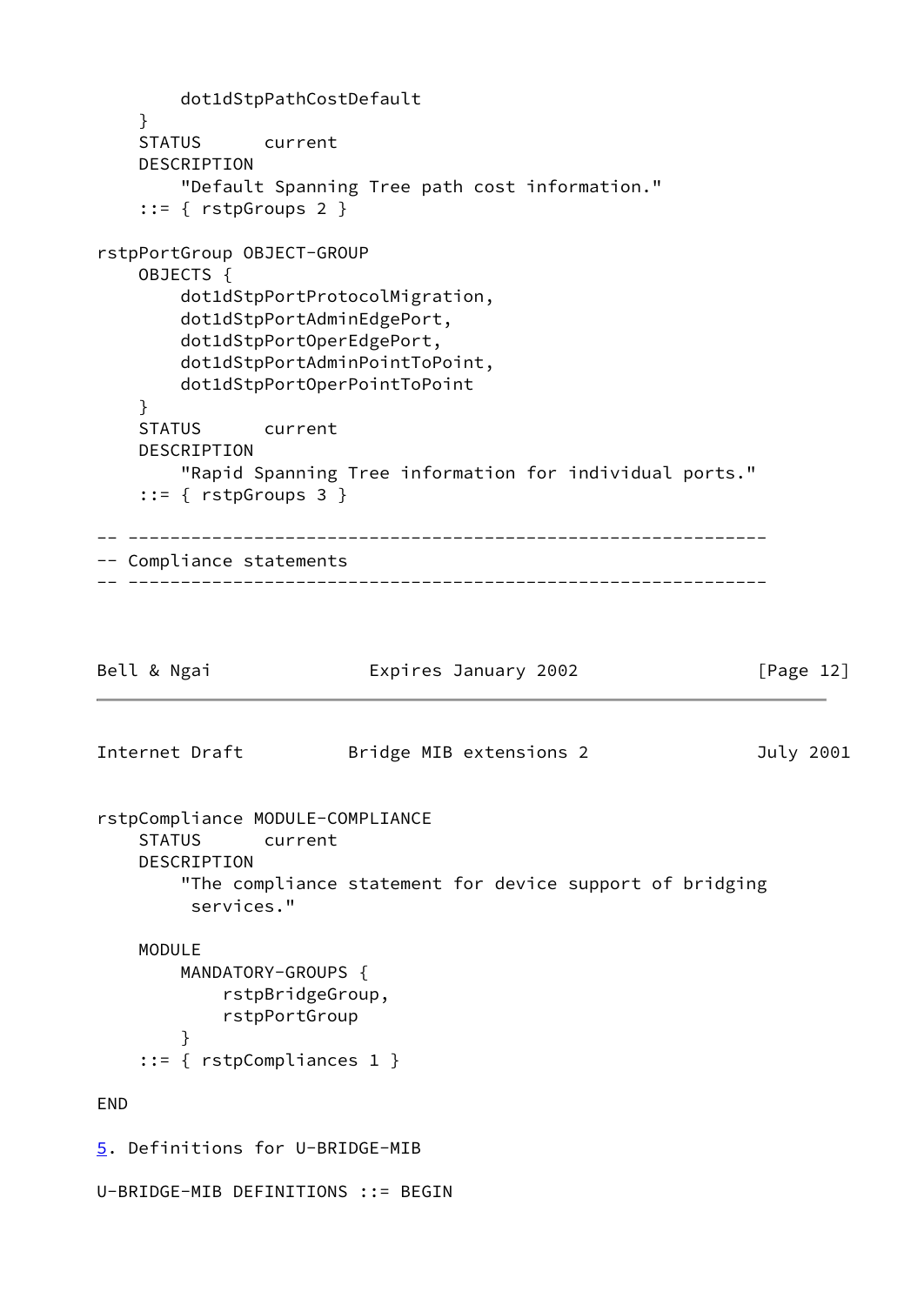```
        dot1dStpPathCostDefault
    }
    STATUS      current
    DESCRIPTION
        "Default Spanning Tree path cost information."
    ::= { rstpGroups 2 }

rstpPortGroup OBJECT-GROUP
    OBJECTS {
        dot1dStpPortProtocolMigration,
        dot1dStpPortAdminEdgePort,
        dot1dStpPortOperEdgePort,
        dot1dStpPortAdminPointToPoint,
        dot1dStpPortOperPointToPoint
    }
    STATUS      current
    DESCRIPTION
        "Rapid Spanning Tree information for individual ports."
    ::= { rstpGroups 3 }

-- -------------------------------------------------------------
-- Compliance statements
-- -------------------------------------------------------------

rstpCompliance MODULE-COMPLIANCE
    STATUS      current
    DESCRIPTION
        "The compliance statement for device support of bridging
         services."

    MODULE
        MANDATORY-GROUPS {
            rstpBridgeGroup,
            rstpPortGroup
        }
    ::= { rstpCompliances 1 }

END
```

## 5. Definitions for U-BRIDGE-MIB

```
U-BRIDGE-MIB DEFINITIONS ::= BEGIN
```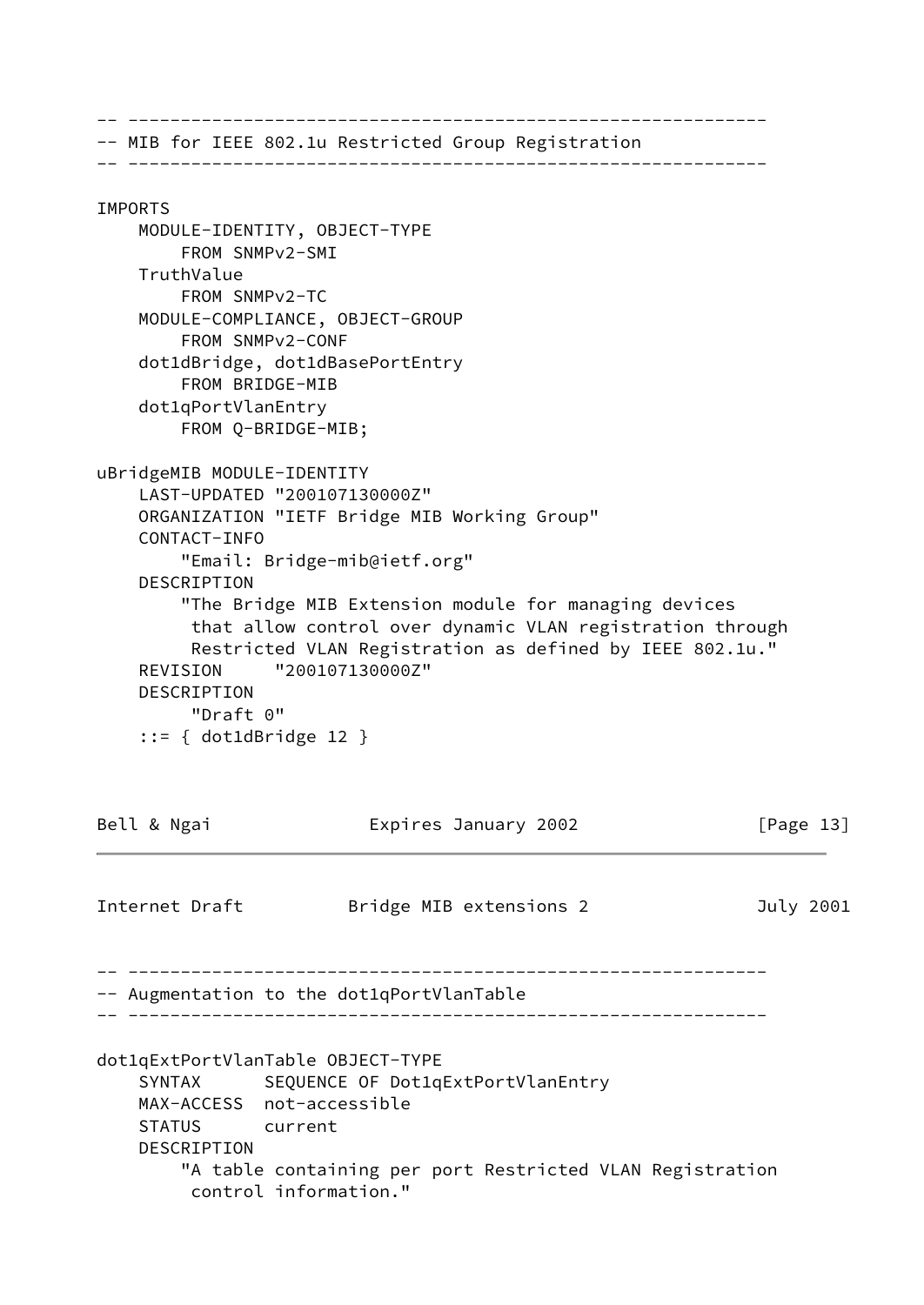```
-- -------------------------------------------------------------
-- MIB for IEEE 802.1u Restricted Group Registration
-- -------------------------------------------------------------

IMPORTS
    MODULE-IDENTITY, OBJECT-TYPE
        FROM SNMPv2-SMI
    TruthValue
        FROM SNMPv2-TC
    MODULE-COMPLIANCE, OBJECT-GROUP
        FROM SNMPv2-CONF
    dot1dBridge, dot1dBasePortEntry
        FROM BRIDGE-MIB
    dot1qPortVlanEntry
        FROM Q-BRIDGE-MIB;

uBridgeMIB MODULE-IDENTITY
    LAST-UPDATED "200107130000Z"
    ORGANIZATION "IETF Bridge MIB Working Group"
    CONTACT-INFO
        "Email: Bridge-mib@ietf.org"
    DESCRIPTION
        "The Bridge MIB Extension module for managing devices
         that allow control over dynamic VLAN registration through
         Restricted VLAN Registration as defined by IEEE 802.1u."
    REVISION     "200107130000Z"
    DESCRIPTION
         "Draft 0"
    ::= { dot1dBridge 12 }
```

```
-- -------------------------------------------------------------
-- Augmentation to the dot1qPortVlanTable
-- -------------------------------------------------------------

dot1qExtPortVlanTable OBJECT-TYPE
    SYNTAX      SEQUENCE OF Dot1qExtPortVlanEntry
    MAX-ACCESS  not-accessible
    STATUS      current
    DESCRIPTION
        "A table containing per port Restricted VLAN Registration
         control information."
```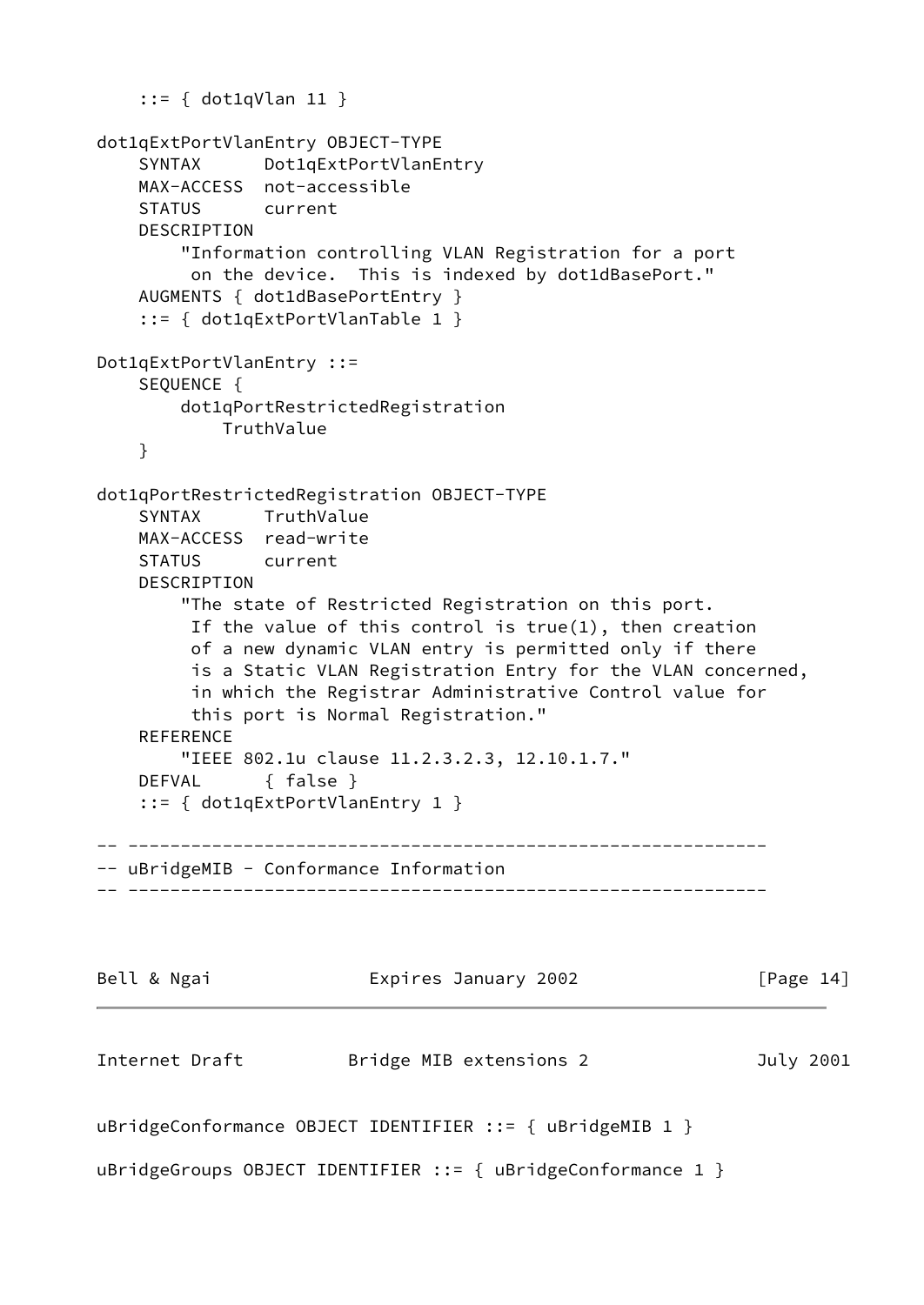```
    ::= { dot1qVlan 11 }

dot1qExtPortVlanEntry OBJECT-TYPE
    SYNTAX      Dot1qExtPortVlanEntry
    MAX-ACCESS  not-accessible
    STATUS      current
    DESCRIPTION
        "Information controlling VLAN Registration for a port
         on the device.  This is indexed by dot1dBasePort."
    AUGMENTS { dot1dBasePortEntry }
    ::= { dot1qExtPortVlanTable 1 }

Dot1qExtPortVlanEntry ::=
    SEQUENCE {
        dot1qPortRestrictedRegistration
            TruthValue
    }

dot1qPortRestrictedRegistration OBJECT-TYPE
    SYNTAX      TruthValue
    MAX-ACCESS  read-write
    STATUS      current
    DESCRIPTION
        "The state of Restricted Registration on this port.
         If the value of this control is true(1), then creation
         of a new dynamic VLAN entry is permitted only if there
         is a Static VLAN Registration Entry for the VLAN concerned,
         in which the Registrar Administrative Control value for
         this port is Normal Registration."
    REFERENCE
        "IEEE 802.1u clause 11.2.3.2.3, 12.10.1.7."
    DEFVAL      { false }
    ::= { dot1qExtPortVlanEntry 1 }

-- -------------------------------------------------------------
-- uBridgeMIB - Conformance Information
-- -------------------------------------------------------------

uBridgeConformance OBJECT IDENTIFIER ::= { uBridgeMIB 1 }

uBridgeGroups OBJECT IDENTIFIER ::= { uBridgeConformance 1 }
```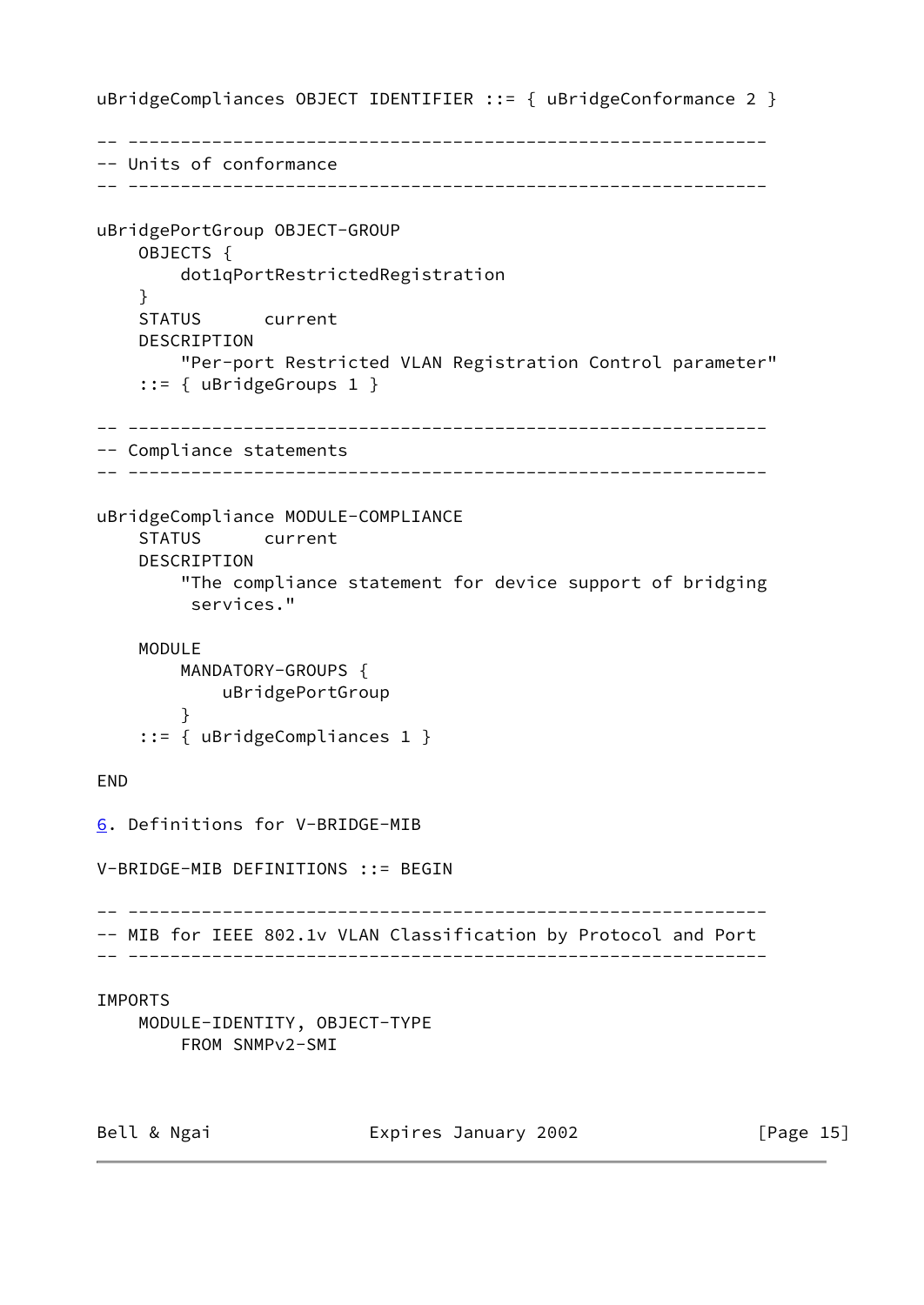```
uBridgeCompliances OBJECT IDENTIFIER ::= { uBridgeConformance 2 }

-- -------------------------------------------------------------
-- Units of conformance
-- -------------------------------------------------------------

uBridgePortGroup OBJECT-GROUP
    OBJECTS {
        dot1qPortRestrictedRegistration
    }
    STATUS      current
    DESCRIPTION
        "Per-port Restricted VLAN Registration Control parameter"
    ::= { uBridgeGroups 1 }

-- -------------------------------------------------------------
-- Compliance statements
-- -------------------------------------------------------------

uBridgeCompliance MODULE-COMPLIANCE
    STATUS      current
    DESCRIPTION
        "The compliance statement for device support of bridging
         services."

    MODULE
        MANDATORY-GROUPS {
            uBridgePortGroup
        }
    ::= { uBridgeCompliances 1 }

END
```

## 6. Definitions for V-BRIDGE-MIB

```
V-BRIDGE-MIB DEFINITIONS ::= BEGIN

-- -------------------------------------------------------------
-- MIB for IEEE 802.1v VLAN Classification by Protocol and Port
-- -------------------------------------------------------------

IMPORTS
    MODULE-IDENTITY, OBJECT-TYPE
        FROM SNMPv2-SMI
```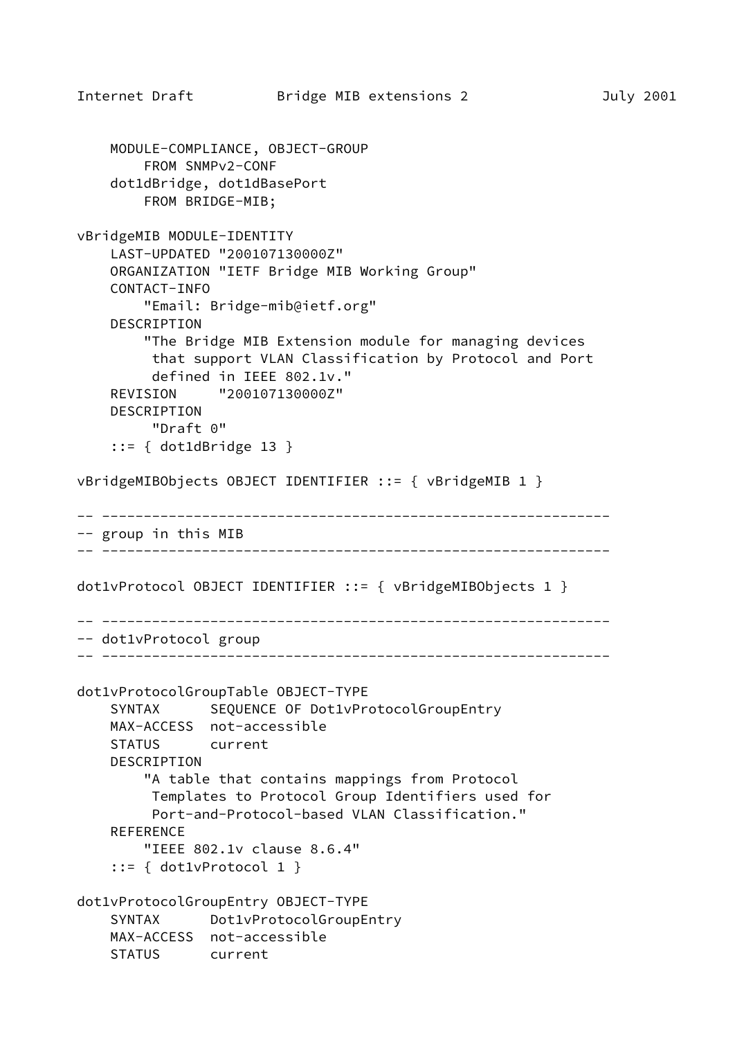```
    MODULE-COMPLIANCE, OBJECT-GROUP
        FROM SNMPv2-CONF
    dot1dBridge, dot1dBasePort
        FROM BRIDGE-MIB;

vBridgeMIB MODULE-IDENTITY
    LAST-UPDATED "200107130000Z"
    ORGANIZATION "IETF Bridge MIB Working Group"
    CONTACT-INFO
        "Email: Bridge-mib@ietf.org"
    DESCRIPTION
        "The Bridge MIB Extension module for managing devices
         that support VLAN Classification by Protocol and Port
         defined in IEEE 802.1v."
    REVISION     "200107130000Z"
    DESCRIPTION
         "Draft 0"
    ::= { dot1dBridge 13 }

vBridgeMIBObjects OBJECT IDENTIFIER ::= { vBridgeMIB 1 }

-- -------------------------------------------------------------
-- group in this MIB
-- -------------------------------------------------------------

dot1vProtocol OBJECT IDENTIFIER ::= { vBridgeMIBObjects 1 }

-- -------------------------------------------------------------
-- dot1vProtocol group
-- -------------------------------------------------------------

dot1vProtocolGroupTable OBJECT-TYPE
    SYNTAX      SEQUENCE OF Dot1vProtocolGroupEntry
    MAX-ACCESS  not-accessible
    STATUS      current
    DESCRIPTION
        "A table that contains mappings from Protocol
         Templates to Protocol Group Identifiers used for
         Port-and-Protocol-based VLAN Classification."
    REFERENCE
        "IEEE 802.1v clause 8.6.4"
    ::= { dot1vProtocol 1 }

dot1vProtocolGroupEntry OBJECT-TYPE
    SYNTAX      Dot1vProtocolGroupEntry
    MAX-ACCESS  not-accessible
    STATUS      current
```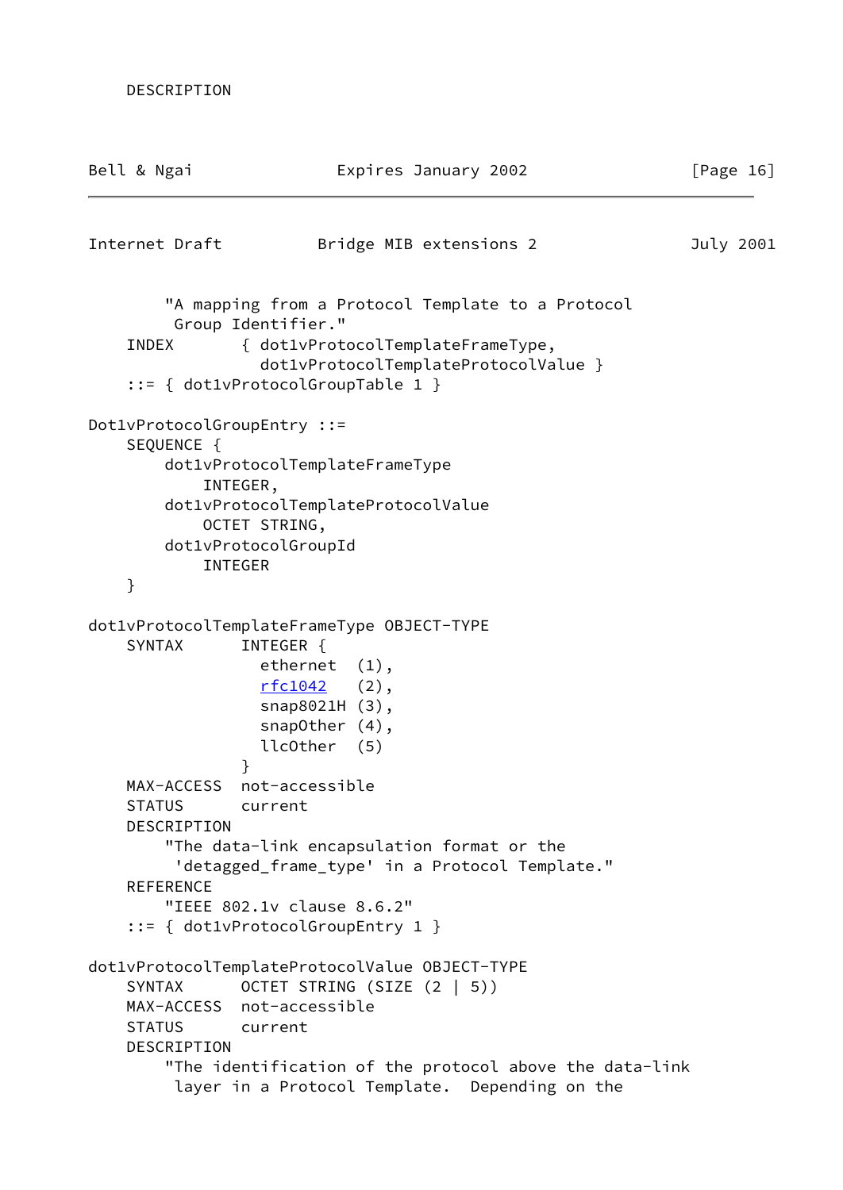```
    DESCRIPTION
```

```
        "A mapping from a Protocol Template to a Protocol
         Group Identifier."
    INDEX       { dot1vProtocolTemplateFrameType,
                  dot1vProtocolTemplateProtocolValue }
    ::= { dot1vProtocolGroupTable 1 }

Dot1vProtocolGroupEntry ::=
    SEQUENCE {
        dot1vProtocolTemplateFrameType
            INTEGER,
        dot1vProtocolTemplateProtocolValue
            OCTET STRING,
        dot1vProtocolGroupId
            INTEGER
    }

dot1vProtocolTemplateFrameType OBJECT-TYPE
    SYNTAX      INTEGER {
                  ethernet  (1),
                  rfc1042   (2),
                  snap8021H (3),
                  snapOther (4),
                  llcOther  (5)
                }
    MAX-ACCESS  not-accessible
    STATUS      current
    DESCRIPTION
        "The data-link encapsulation format or the
         'detagged_frame_type' in a Protocol Template."
    REFERENCE
        "IEEE 802.1v clause 8.6.2"
    ::= { dot1vProtocolGroupEntry 1 }

dot1vProtocolTemplateProtocolValue OBJECT-TYPE
    SYNTAX      OCTET STRING (SIZE (2 | 5))
    MAX-ACCESS  not-accessible
    STATUS      current
    DESCRIPTION
        "The identification of the protocol above the data-link
         layer in a Protocol Template.  Depending on the
```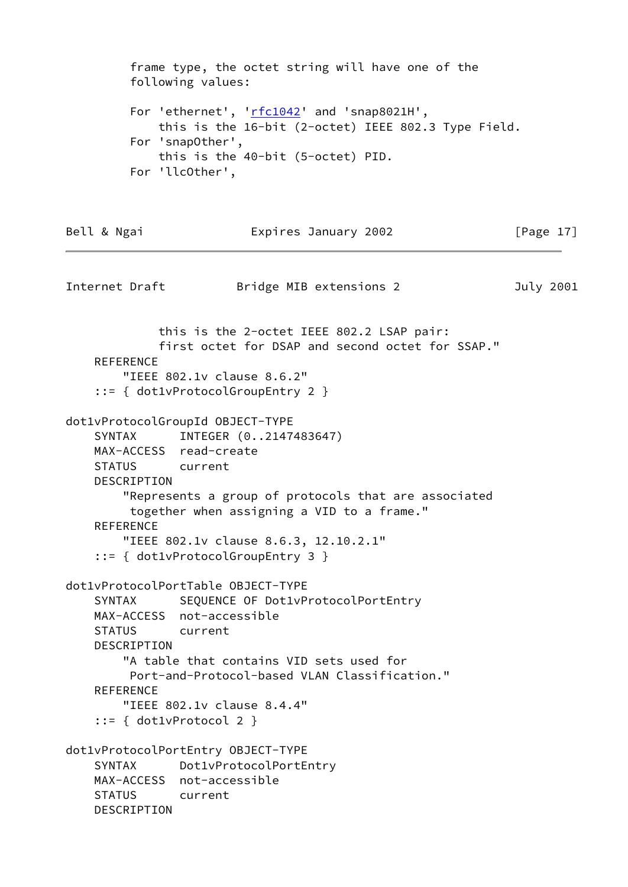```
         frame type, the octet string will have one of the
         following values:

         For 'ethernet', 'rfc1042' and 'snap8021H',
             this is the 16-bit (2-octet) IEEE 802.3 Type Field.
         For 'snapOther',
             this is the 40-bit (5-octet) PID.
         For 'llcOther',
             this is the 2-octet IEEE 802.2 LSAP pair:
             first octet for DSAP and second octet for SSAP."
    REFERENCE
        "IEEE 802.1v clause 8.6.2"
    ::= { dot1vProtocolGroupEntry 2 }

dot1vProtocolGroupId OBJECT-TYPE
    SYNTAX      INTEGER (0..2147483647)
    MAX-ACCESS  read-create
    STATUS      current
    DESCRIPTION
        "Represents a group of protocols that are associated
         together when assigning a VID to a frame."
    REFERENCE
        "IEEE 802.1v clause 8.6.3, 12.10.2.1"
    ::= { dot1vProtocolGroupEntry 3 }

dot1vProtocolPortTable OBJECT-TYPE
    SYNTAX      SEQUENCE OF Dot1vProtocolPortEntry
    MAX-ACCESS  not-accessible
    STATUS      current
    DESCRIPTION
        "A table that contains VID sets used for
         Port-and-Protocol-based VLAN Classification."
    REFERENCE
        "IEEE 802.1v clause 8.4.4"
    ::= { dot1vProtocol 2 }

dot1vProtocolPortEntry OBJECT-TYPE
    SYNTAX      Dot1vProtocolPortEntry
    MAX-ACCESS  not-accessible
    STATUS      current
    DESCRIPTION
```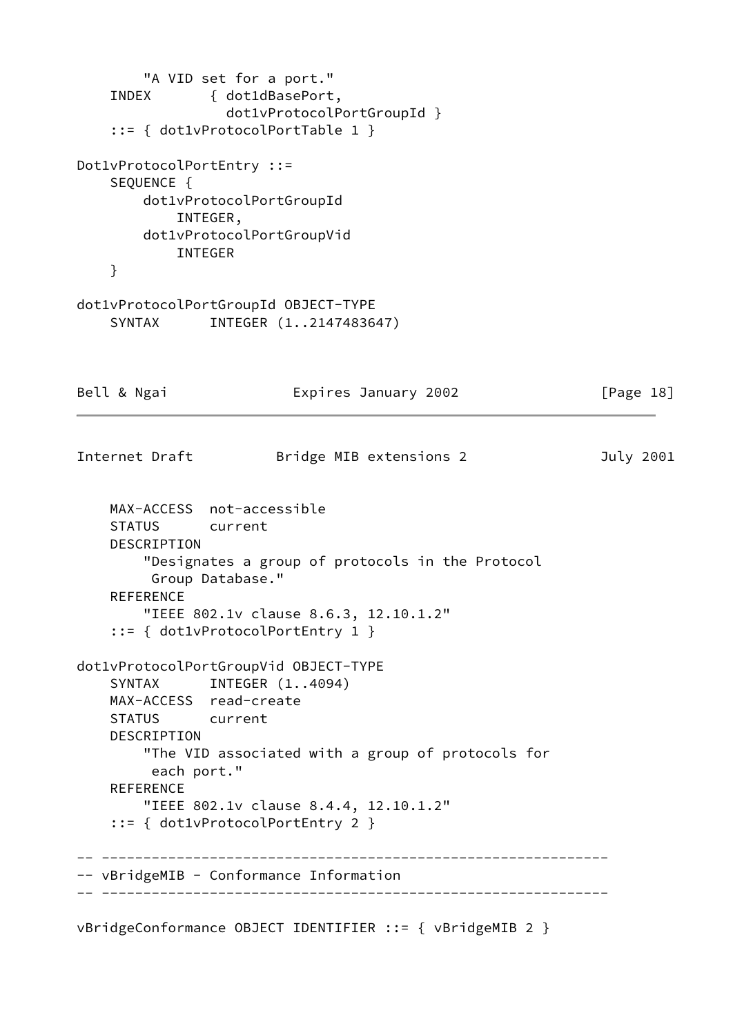```
        "A VID set for a port."
    INDEX       { dot1dBasePort,
                  dot1vProtocolPortGroupId }
    ::= { dot1vProtocolPortTable 1 }

Dot1vProtocolPortEntry ::=
    SEQUENCE {
        dot1vProtocolPortGroupId
            INTEGER,
        dot1vProtocolPortGroupVid
            INTEGER
    }

dot1vProtocolPortGroupId OBJECT-TYPE
    SYNTAX      INTEGER (1..2147483647)
    MAX-ACCESS  not-accessible
    STATUS      current
    DESCRIPTION
        "Designates a group of protocols in the Protocol
         Group Database."
    REFERENCE
        "IEEE 802.1v clause 8.6.3, 12.10.1.2"
    ::= { dot1vProtocolPortEntry 1 }

dot1vProtocolPortGroupVid OBJECT-TYPE
    SYNTAX      INTEGER (1..4094)
    MAX-ACCESS  read-create
    STATUS      current
    DESCRIPTION
        "The VID associated with a group of protocols for
         each port."
    REFERENCE
        "IEEE 802.1v clause 8.4.4, 12.10.1.2"
    ::= { dot1vProtocolPortEntry 2 }

-- -------------------------------------------------------------
-- vBridgeMIB - Conformance Information
-- -------------------------------------------------------------

vBridgeConformance OBJECT IDENTIFIER ::= { vBridgeMIB 2 }
```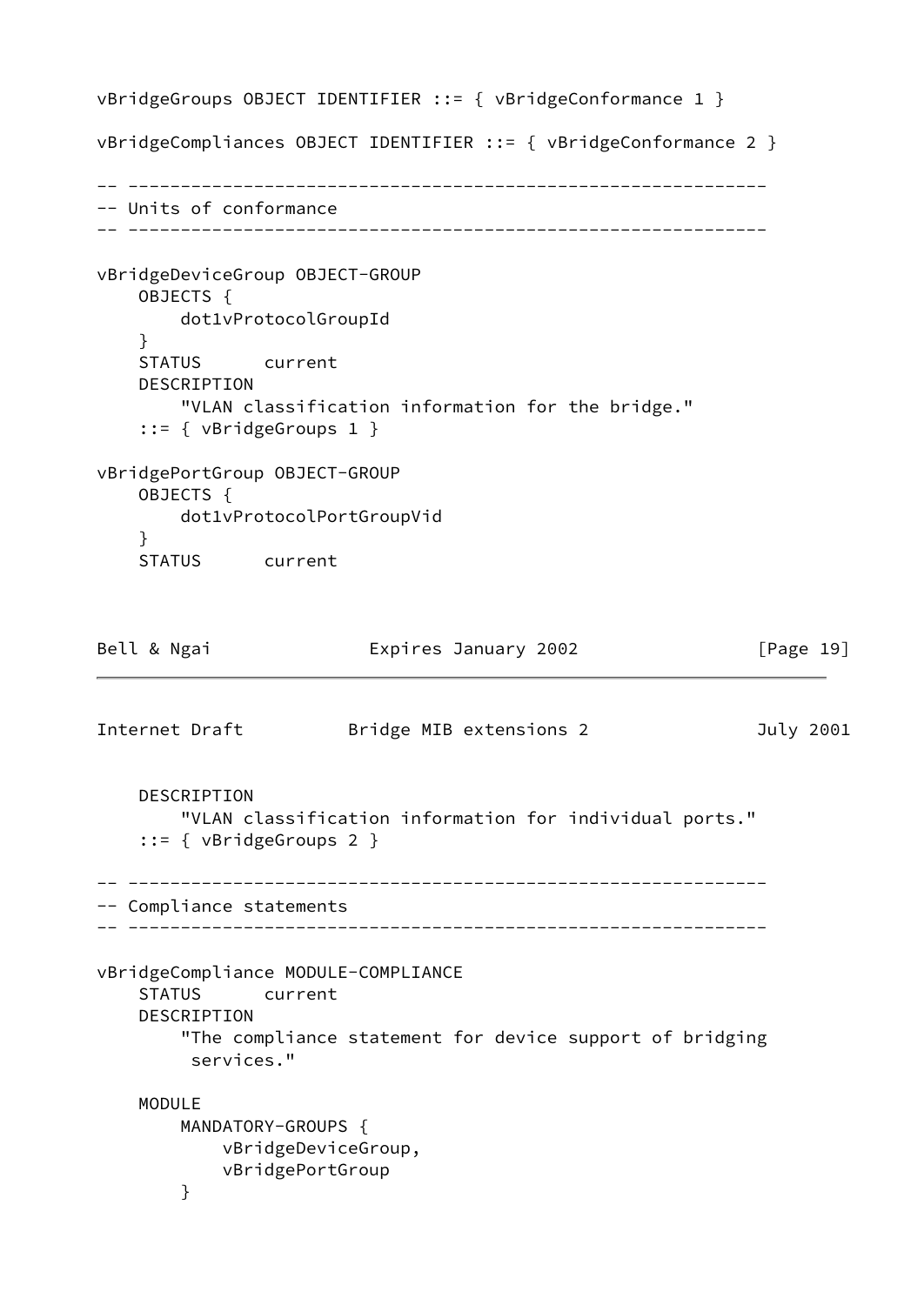```
vBridgeGroups OBJECT IDENTIFIER ::= { vBridgeConformance 1 }

vBridgeCompliances OBJECT IDENTIFIER ::= { vBridgeConformance 2 }

-- -------------------------------------------------------------
-- Units of conformance
-- -------------------------------------------------------------

vBridgeDeviceGroup OBJECT-GROUP
    OBJECTS {
        dot1vProtocolGroupId
    }
    STATUS      current
    DESCRIPTION
        "VLAN classification information for the bridge."
    ::= { vBridgeGroups 1 }

vBridgePortGroup OBJECT-GROUP
    OBJECTS {
        dot1vProtocolPortGroupVid
    }
    STATUS      current
    DESCRIPTION
        "VLAN classification information for individual ports."
    ::= { vBridgeGroups 2 }

-- -------------------------------------------------------------
-- Compliance statements
-- -------------------------------------------------------------

vBridgeCompliance MODULE-COMPLIANCE
    STATUS      current
    DESCRIPTION
        "The compliance statement for device support of bridging
         services."

    MODULE
        MANDATORY-GROUPS {
            vBridgeDeviceGroup,
            vBridgePortGroup
        }
```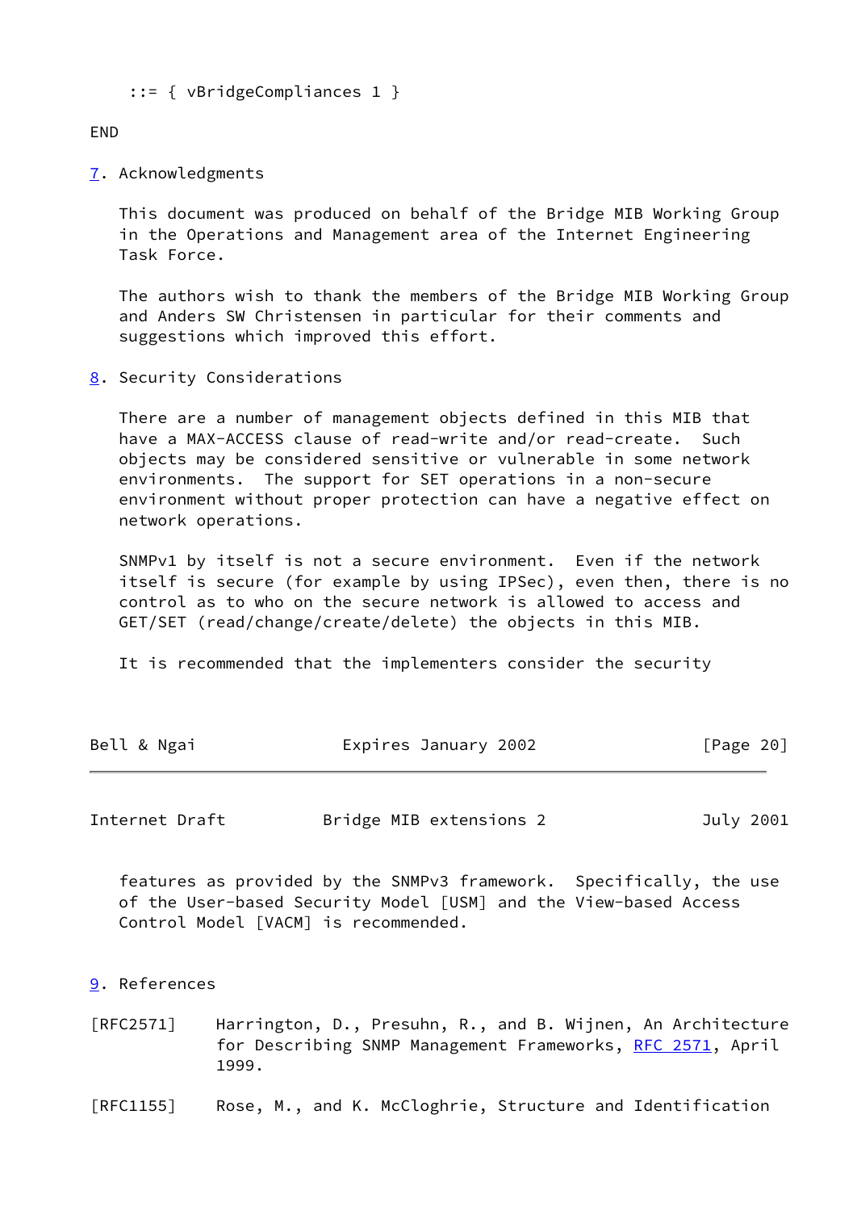```
    ::= { vBridgeCompliances 1 }

END
```

## 7. Acknowledgments

This document was produced on behalf of the Bridge MIB Working Group in the Operations and Management area of the Internet Engineering Task Force.

The authors wish to thank the members of the Bridge MIB Working Group and Anders SW Christensen in particular for their comments and suggestions which improved this effort.

## 8. Security Considerations

There are a number of management objects defined in this MIB that have a MAX-ACCESS clause of read-write and/or read-create. Such objects may be considered sensitive or vulnerable in some network environments. The support for SET operations in a non-secure environment without proper protection can have a negative effect on network operations.

SNMPv1 by itself is not a secure environment. Even if the network itself is secure (for example by using IPSec), even then, there is no control as to who on the secure network is allowed to access and GET/SET (read/change/create/delete) the objects in this MIB.

It is recommended that the implementers consider the security features as provided by the SNMPv3 framework. Specifically, the use of the User-based Security Model [USM] and the View-based Access Control Model [VACM] is recommended.

## 9. References

[RFC2571] Harrington, D., Presuhn, R., and B. Wijnen, An Architecture for Describing SNMP Management Frameworks, RFC 2571, April 1999.

[RFC1155] Rose, M., and K. McCloghrie, Structure and Identification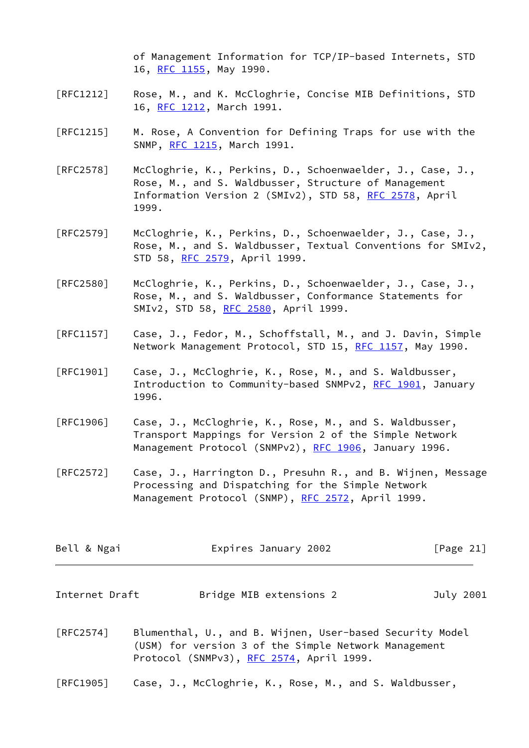of Management Information for TCP/IP-based Internets, STD 16, RFC 1155, May 1990.

[RFC1212] Rose, M., and K. McCloghrie, Concise MIB Definitions, STD 16, RFC 1212, March 1991.

[RFC1215] M. Rose, A Convention for Defining Traps for use with the SNMP, RFC 1215, March 1991.

[RFC2578] McCloghrie, K., Perkins, D., Schoenwaelder, J., Case, J., Rose, M., and S. Waldbusser, Structure of Management Information Version 2 (SMIv2), STD 58, RFC 2578, April 1999.

[RFC2579] McCloghrie, K., Perkins, D., Schoenwaelder, J., Case, J., Rose, M., and S. Waldbusser, Textual Conventions for SMIv2, STD 58, RFC 2579, April 1999.

[RFC2580] McCloghrie, K., Perkins, D., Schoenwaelder, J., Case, J., Rose, M., and S. Waldbusser, Conformance Statements for SMIv2, STD 58, RFC 2580, April 1999.

[RFC1157] Case, J., Fedor, M., Schoffstall, M., and J. Davin, Simple Network Management Protocol, STD 15, RFC 1157, May 1990.

[RFC1901] Case, J., McCloghrie, K., Rose, M., and S. Waldbusser, Introduction to Community-based SNMPv2, RFC 1901, January 1996.

[RFC1906] Case, J., McCloghrie, K., Rose, M., and S. Waldbusser, Transport Mappings for Version 2 of the Simple Network Management Protocol (SNMPv2), RFC 1906, January 1996.

[RFC2572] Case, J., Harrington D., Presuhn R., and B. Wijnen, Message Processing and Dispatching for the Simple Network Management Protocol (SNMP), RFC 2572, April 1999.

[RFC2574] Blumenthal, U., and B. Wijnen, User-based Security Model (USM) for version 3 of the Simple Network Management Protocol (SNMPv3), RFC 2574, April 1999.

[RFC1905] Case, J., McCloghrie, K., Rose, M., and S. Waldbusser,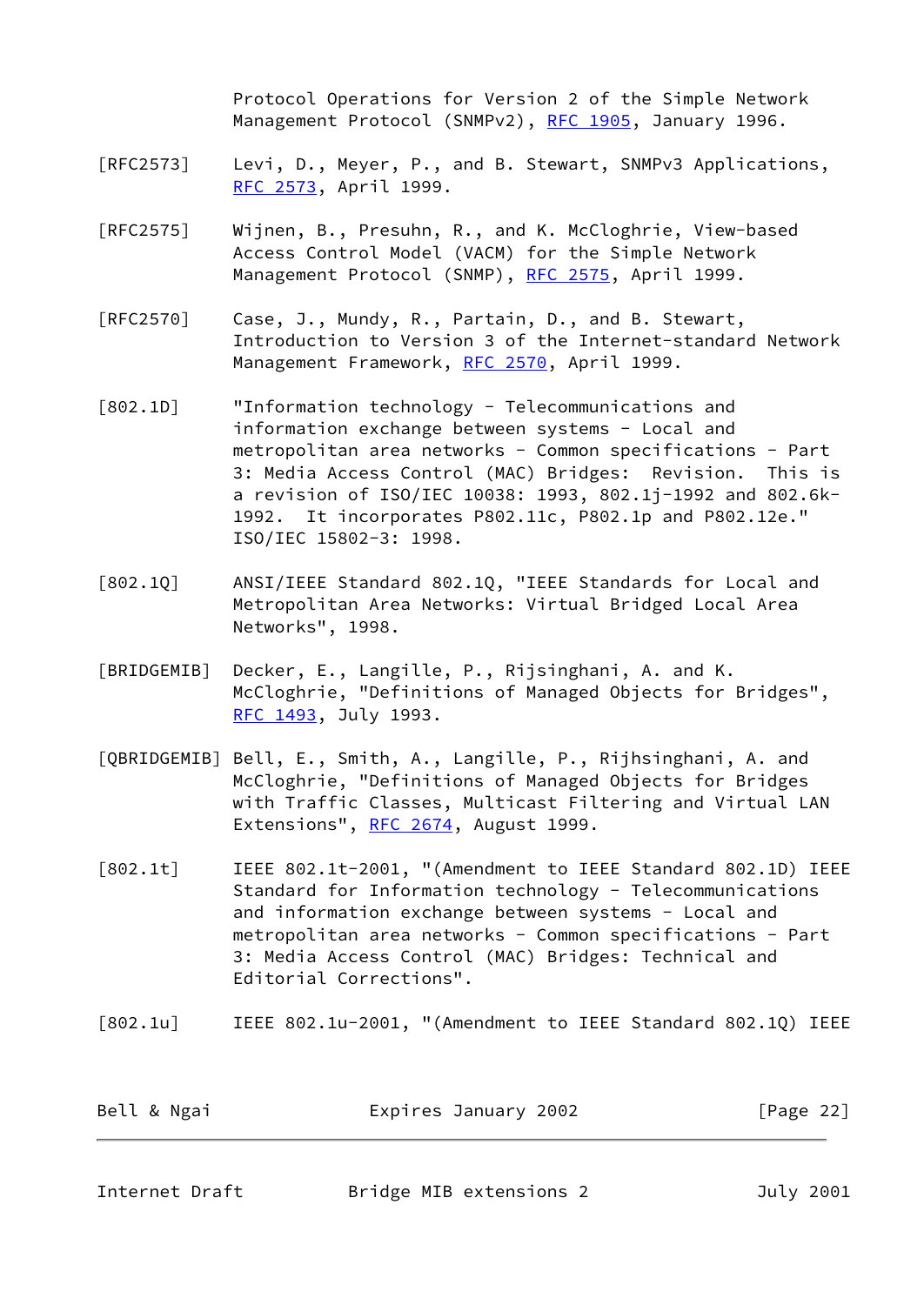Protocol Operations for Version 2 of the Simple Network Management Protocol (SNMPv2), RFC 1905, January 1996.

[RFC2573] Levi, D., Meyer, P., and B. Stewart, SNMPv3 Applications, RFC 2573, April 1999.

[RFC2575] Wijnen, B., Presuhn, R., and K. McCloghrie, View-based Access Control Model (VACM) for the Simple Network Management Protocol (SNMP), RFC 2575, April 1999.

[RFC2570] Case, J., Mundy, R., Partain, D., and B. Stewart, Introduction to Version 3 of the Internet-standard Network Management Framework, RFC 2570, April 1999.

[802.1D] "Information technology - Telecommunications and information exchange between systems - Local and metropolitan area networks - Common specifications - Part 3: Media Access Control (MAC) Bridges: Revision. This is a revision of ISO/IEC 10038: 1993, 802.1j-1992 and 802.6k-1992. It incorporates P802.11c, P802.1p and P802.12e." ISO/IEC 15802-3: 1998.

[802.1Q] ANSI/IEEE Standard 802.1Q, "IEEE Standards for Local and Metropolitan Area Networks: Virtual Bridged Local Area Networks", 1998.

[BRIDGEMIB] Decker, E., Langille, P., Rijsinghani, A. and K. McCloghrie, "Definitions of Managed Objects for Bridges", RFC 1493, July 1993.

[QBRIDGEMIB] Bell, E., Smith, A., Langille, P., Rijhsinghani, A. and McCloghrie, "Definitions of Managed Objects for Bridges with Traffic Classes, Multicast Filtering and Virtual LAN Extensions", RFC 2674, August 1999.

[802.1t] IEEE 802.1t-2001, "(Amendment to IEEE Standard 802.1D) IEEE Standard for Information technology - Telecommunications and information exchange between systems - Local and metropolitan area networks - Common specifications - Part 3: Media Access Control (MAC) Bridges: Technical and Editorial Corrections".

[802.1u] IEEE 802.1u-2001, "(Amendment to IEEE Standard 802.1Q) IEEE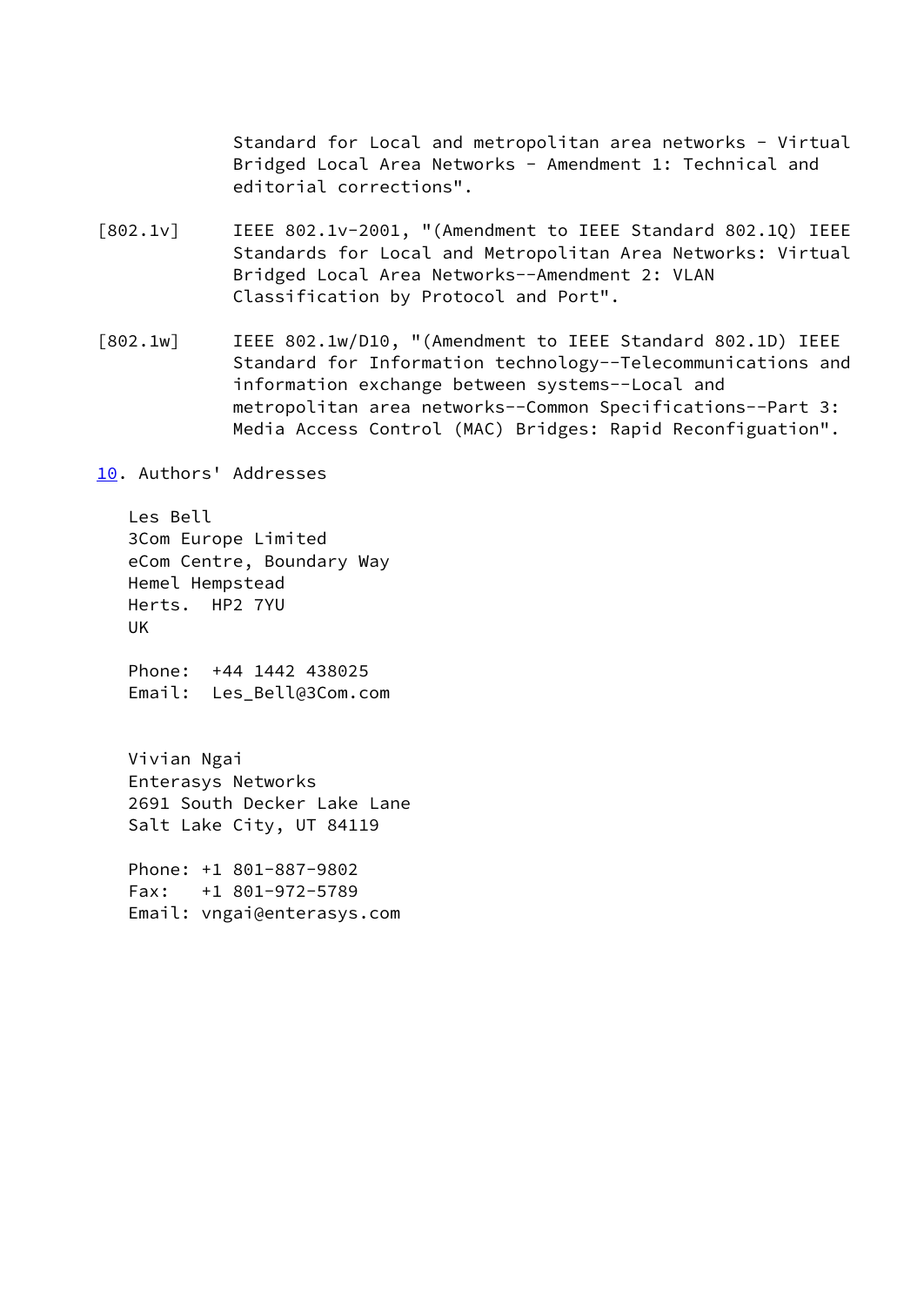Standard for Local and metropolitan area networks - Virtual Bridged Local Area Networks - Amendment 1: Technical and editorial corrections".

[802.1v] IEEE 802.1v-2001, "(Amendment to IEEE Standard 802.1Q) IEEE Standards for Local and Metropolitan Area Networks: Virtual Bridged Local Area Networks--Amendment 2: VLAN Classification by Protocol and Port".

[802.1w] IEEE 802.1w/D10, "(Amendment to IEEE Standard 802.1D) IEEE Standard for Information technology--Telecommunications and information exchange between systems--Local and metropolitan area networks--Common Specifications--Part 3: Media Access Control (MAC) Bridges: Rapid Reconfiguation".

## 10. Authors' Addresses

Les Bell
3Com Europe Limited
eCom Centre, Boundary Way
Hemel Hempstead
Herts. HP2 7YU
UK

Phone: +44 1442 438025
Email: Les_Bell@3Com.com

Vivian Ngai
Enterasys Networks
2691 South Decker Lake Lane
Salt Lake City, UT 84119

Phone: +1 801-887-9802
Fax: +1 801-972-5789
Email: vngai@enterasys.com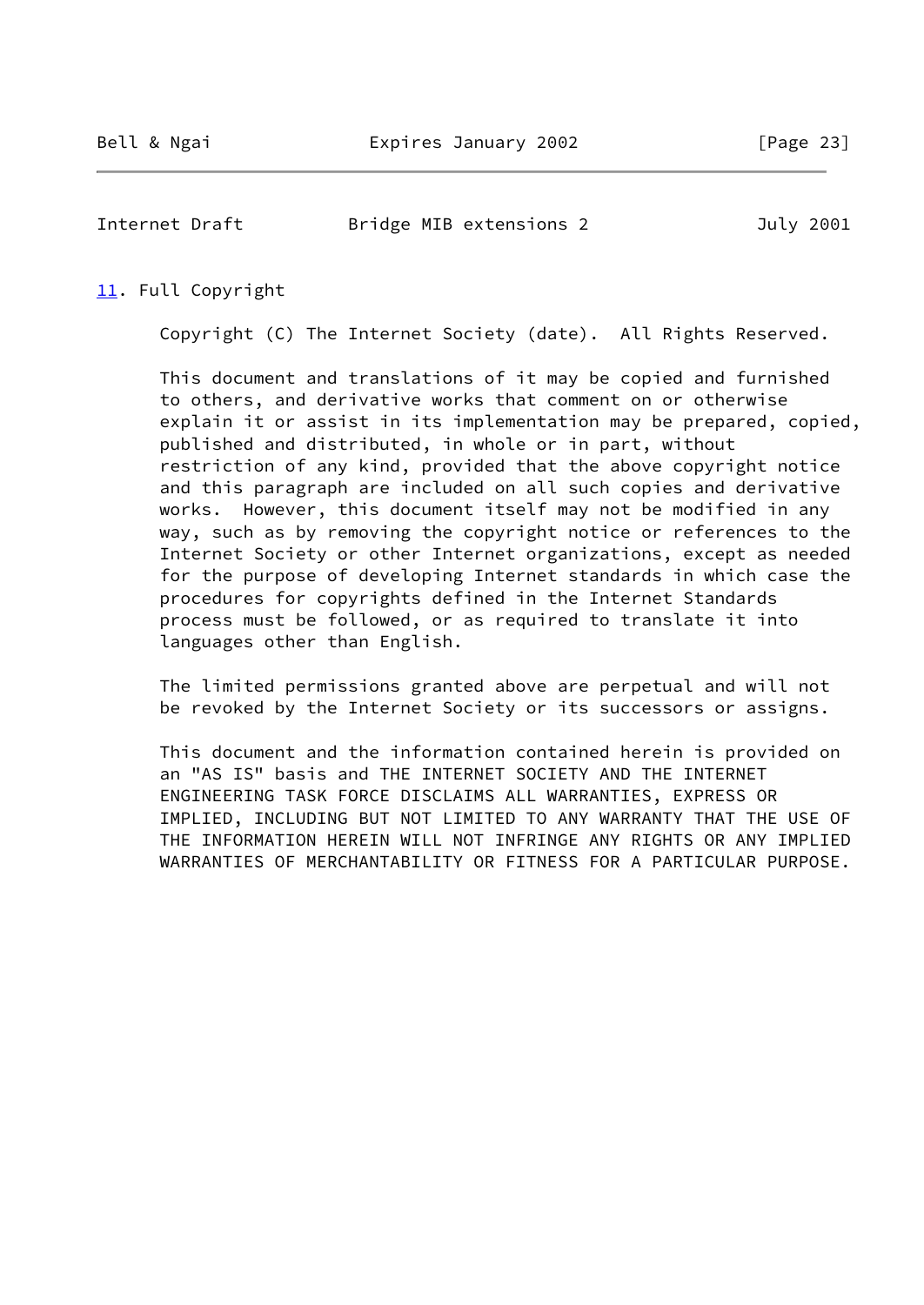## 11. Full Copyright

Copyright (C) The Internet Society (date). All Rights Reserved.

This document and translations of it may be copied and furnished to others, and derivative works that comment on or otherwise explain it or assist in its implementation may be prepared, copied, published and distributed, in whole or in part, without restriction of any kind, provided that the above copyright notice and this paragraph are included on all such copies and derivative works. However, this document itself may not be modified in any way, such as by removing the copyright notice or references to the Internet Society or other Internet organizations, except as needed for the purpose of developing Internet standards in which case the procedures for copyrights defined in the Internet Standards process must be followed, or as required to translate it into languages other than English.

The limited permissions granted above are perpetual and will not be revoked by the Internet Society or its successors or assigns.

This document and the information contained herein is provided on an "AS IS" basis and THE INTERNET SOCIETY AND THE INTERNET ENGINEERING TASK FORCE DISCLAIMS ALL WARRANTIES, EXPRESS OR IMPLIED, INCLUDING BUT NOT LIMITED TO ANY WARRANTY THAT THE USE OF THE INFORMATION HEREIN WILL NOT INFRINGE ANY RIGHTS OR ANY IMPLIED WARRANTIES OF MERCHANTABILITY OR FITNESS FOR A PARTICULAR PURPOSE.